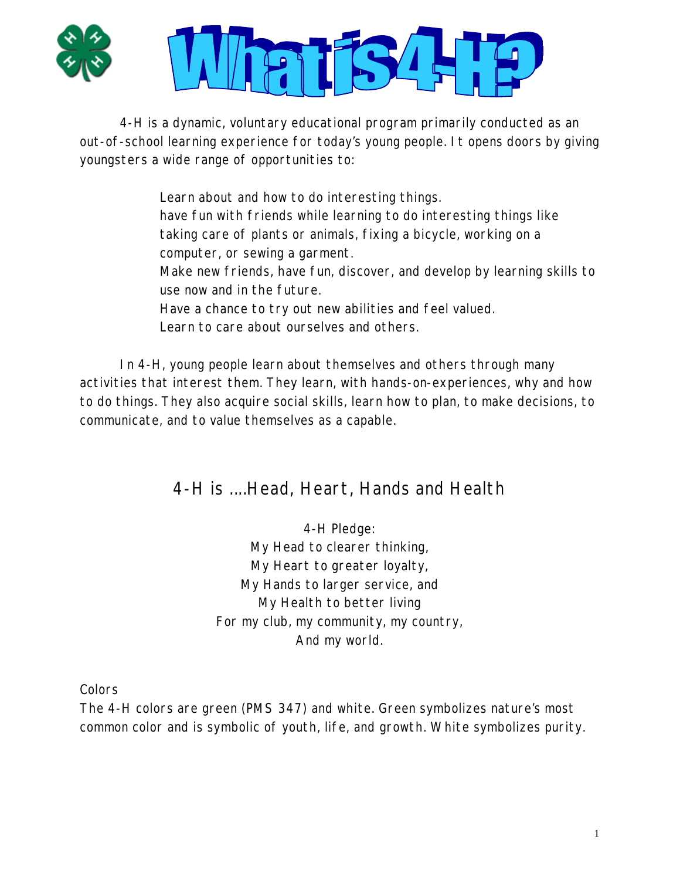# What is 4-H?

4-H is a dynamic, voluntary educational program primarily conducted as an out-of-school learning experience for today's young people. It opens doors by giving youngsters a wide range of opportunities to:

Learn about and how to do interesting things.
have fun with friends while learning to do interesting things like taking care of plants or animals, fixing a bicycle, working on a computer, or sewing a garment.
Make new friends, have fun, discover, and develop by learning skills to use now and in the future.
Have a chance to try out new abilities and feel valued.
Learn to care about ourselves and others.

In 4-H, young people learn about themselves and others through many activities that interest them. They learn, with hands-on-experiences, why and how to do things. They also acquire social skills, learn how to plan, to make decisions, to communicate, and to value themselves as a capable.

## 4-H is ....Head, Heart, Hands and Health

4-H Pledge:
My Head to clearer thinking,
My Heart to greater loyalty,
My Hands to larger service, and
My Health to better living
For my club, my community, my country,
And my world.

Colors
The 4-H colors are green (PMS 347) and white. Green symbolizes nature's most common color and is symbolic of youth, life, and growth. White symbolizes purity.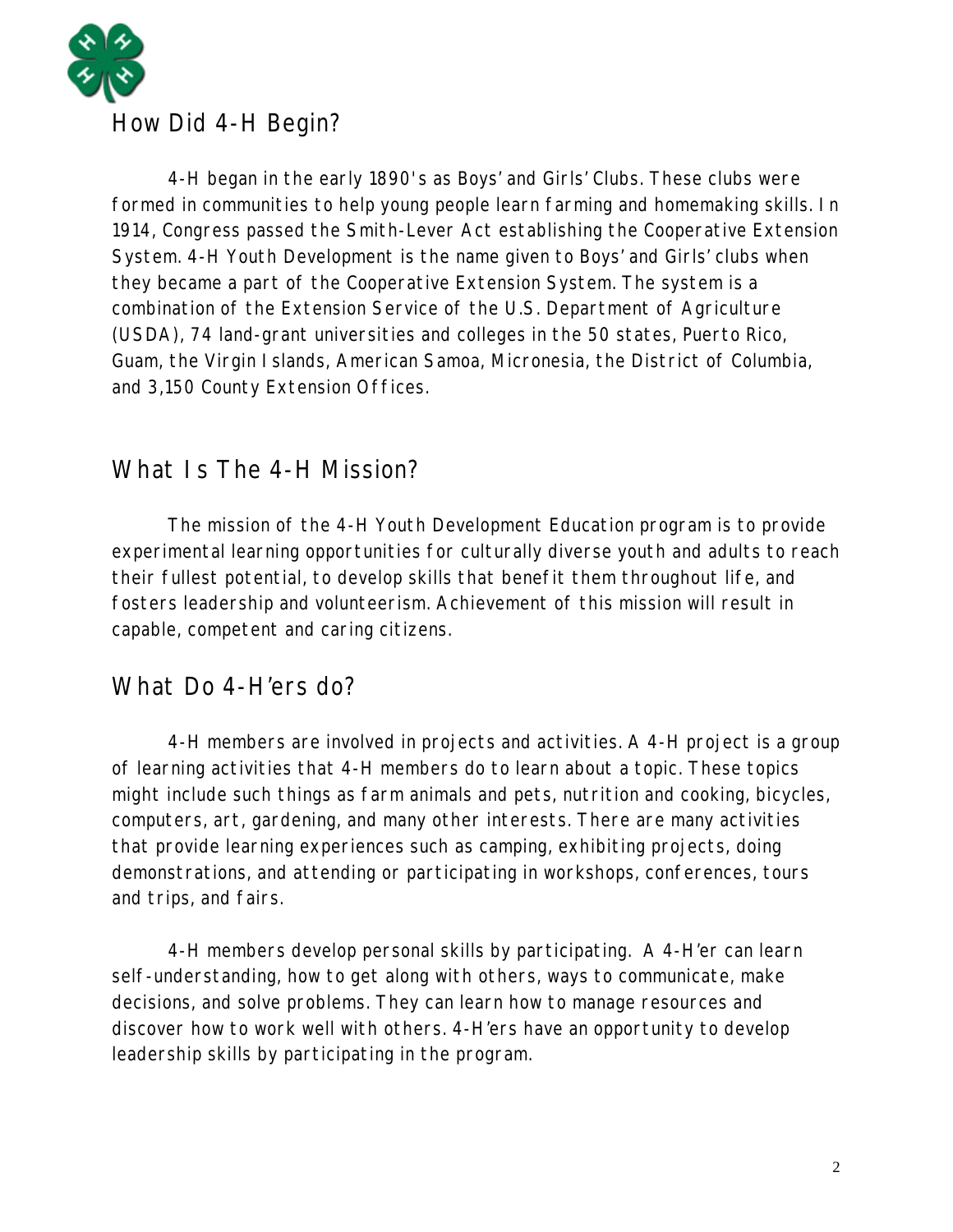## How Did 4-H Begin?

4-H began in the early 1890's as Boys' and Girls' Clubs. These clubs were formed in communities to help young people learn farming and homemaking skills. In 1914, Congress passed the Smith-Lever Act establishing the Cooperative Extension System. 4-H Youth Development is the name given to Boys' and Girls' clubs when they became a part of the Cooperative Extension System. The system is a combination of the Extension Service of the U.S. Department of Agriculture (USDA), 74 land-grant universities and colleges in the 50 states, Puerto Rico, Guam, the Virgin Islands, American Samoa, Micronesia, the District of Columbia, and 3,150 County Extension Offices.

## What Is The 4-H Mission?

The mission of the 4-H Youth Development Education program is to provide experimental learning opportunities for culturally diverse youth and adults to reach their fullest potential, to develop skills that benefit them throughout life, and fosters leadership and volunteerism. Achievement of this mission will result in capable, competent and caring citizens.

## What Do 4-H'ers do?

4-H members are involved in projects and activities. A 4-H project is a group of learning activities that 4-H members do to learn about a topic. These topics might include such things as farm animals and pets, nutrition and cooking, bicycles, computers, art, gardening, and many other interests. There are many activities that provide learning experiences such as camping, exhibiting projects, doing demonstrations, and attending or participating in workshops, conferences, tours and trips, and fairs.

4-H members develop personal skills by participating. A 4-H'er can learn self-understanding, how to get along with others, ways to communicate, make decisions, and solve problems. They can learn how to manage resources and discover how to work well with others. 4-H'ers have an opportunity to develop leadership skills by participating in the program.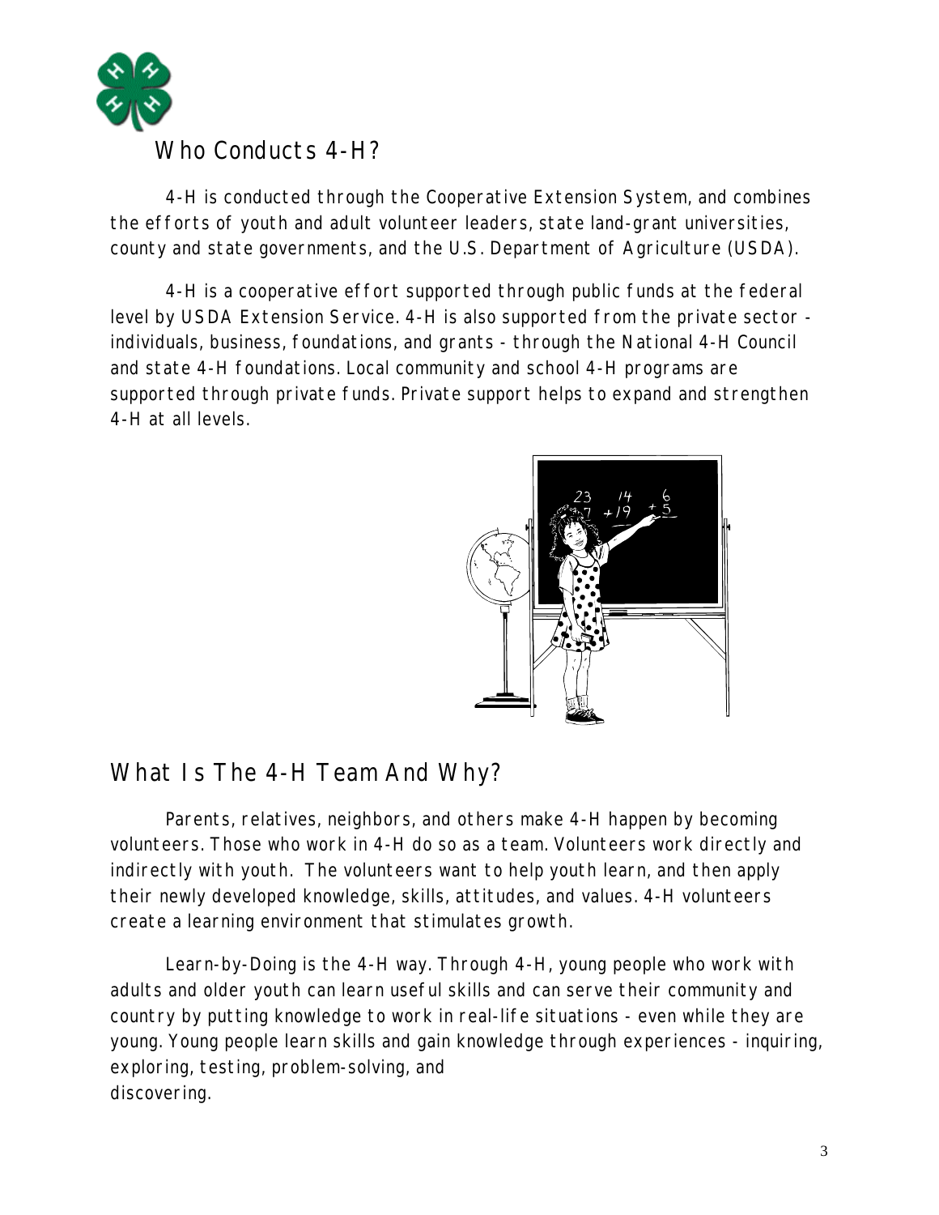## Who Conducts 4-H?

4-H is conducted through the Cooperative Extension System, and combines the efforts of youth and adult volunteer leaders, state land-grant universities, county and state governments, and the U.S. Department of Agriculture (USDA).

4-H is a cooperative effort supported through public funds at the federal level by USDA Extension Service. 4-H is also supported from the private sector - individuals, business, foundations, and grants - through the National 4-H Council and state 4-H foundations. Local community and school 4-H programs are supported through private funds. Private support helps to expand and strengthen 4-H at all levels.

## What Is The 4-H Team And Why?

Parents, relatives, neighbors, and others make 4-H happen by becoming volunteers. Those who work in 4-H do so as a team. Volunteers work directly and indirectly with youth. The volunteers want to help youth learn, and then apply their newly developed knowledge, skills, attitudes, and values. 4-H volunteers create a learning environment that stimulates growth.

Learn-by-Doing is the 4-H way. Through 4-H, young people who work with adults and older youth can learn useful skills and can serve their community and country by putting knowledge to work in real-life situations - even while they are young. Young people learn skills and gain knowledge through experiences - inquiring, exploring, testing, problem-solving, and discovering.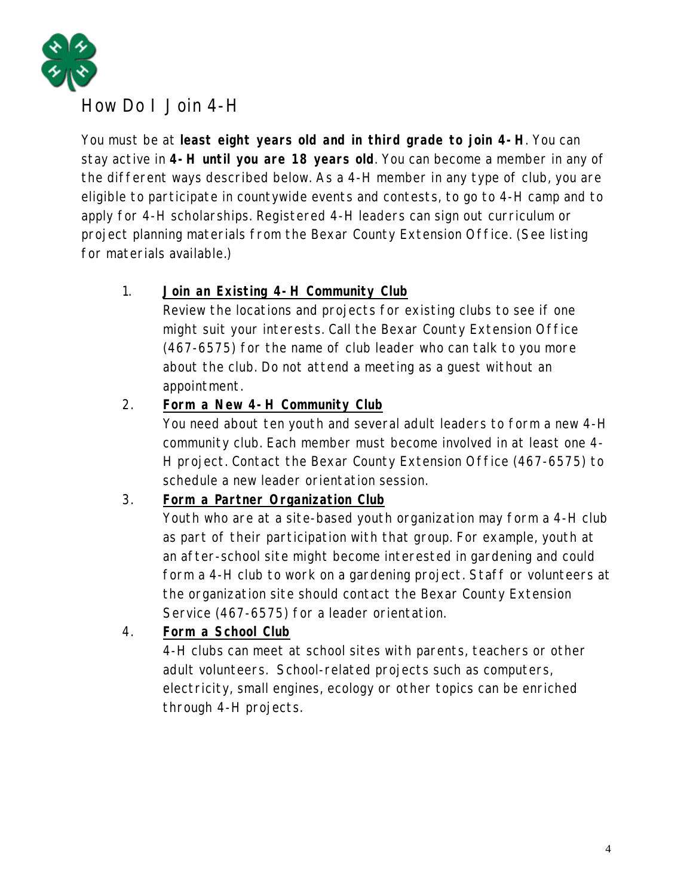# How Do I Join 4-H

You must be at **least eight years old and in third grade to join 4-H**. You can stay active in **4-H until you are 18 years old**. You can become a member in any of the different ways described below. As a 4-H member in any type of club, you are eligible to participate in countywide events and contests, to go to 4-H camp and to apply for 4-H scholarships. Registered 4-H leaders can sign out curriculum or project planning materials from the Bexar County Extension Office. (See listing for materials available.)

1. **Join an Existing 4-H Community Club**
   Review the locations and projects for existing clubs to see if one might suit your interests. Call the Bexar County Extension Office (467-6575) for the name of club leader who can talk to you more about the club. Do not attend a meeting as a guest without an appointment.
2. **Form a New 4-H Community Club**
   You need about ten youth and several adult leaders to form a new 4-H community club. Each member must become involved in at least one 4-H project. Contact the Bexar County Extension Office (467-6575) to schedule a new leader orientation session.
3. **Form a Partner Organization Club**
   Youth who are at a site-based youth organization may form a 4-H club as part of their participation with that group. For example, youth at an after-school site might become interested in gardening and could form a 4-H club to work on a gardening project. Staff or volunteers at the organization site should contact the Bexar County Extension Service (467-6575) for a leader orientation.
4. **Form a School Club**
   4-H clubs can meet at school sites with parents, teachers or other adult volunteers. School-related projects such as computers, electricity, small engines, ecology or other topics can be enriched through 4-H projects.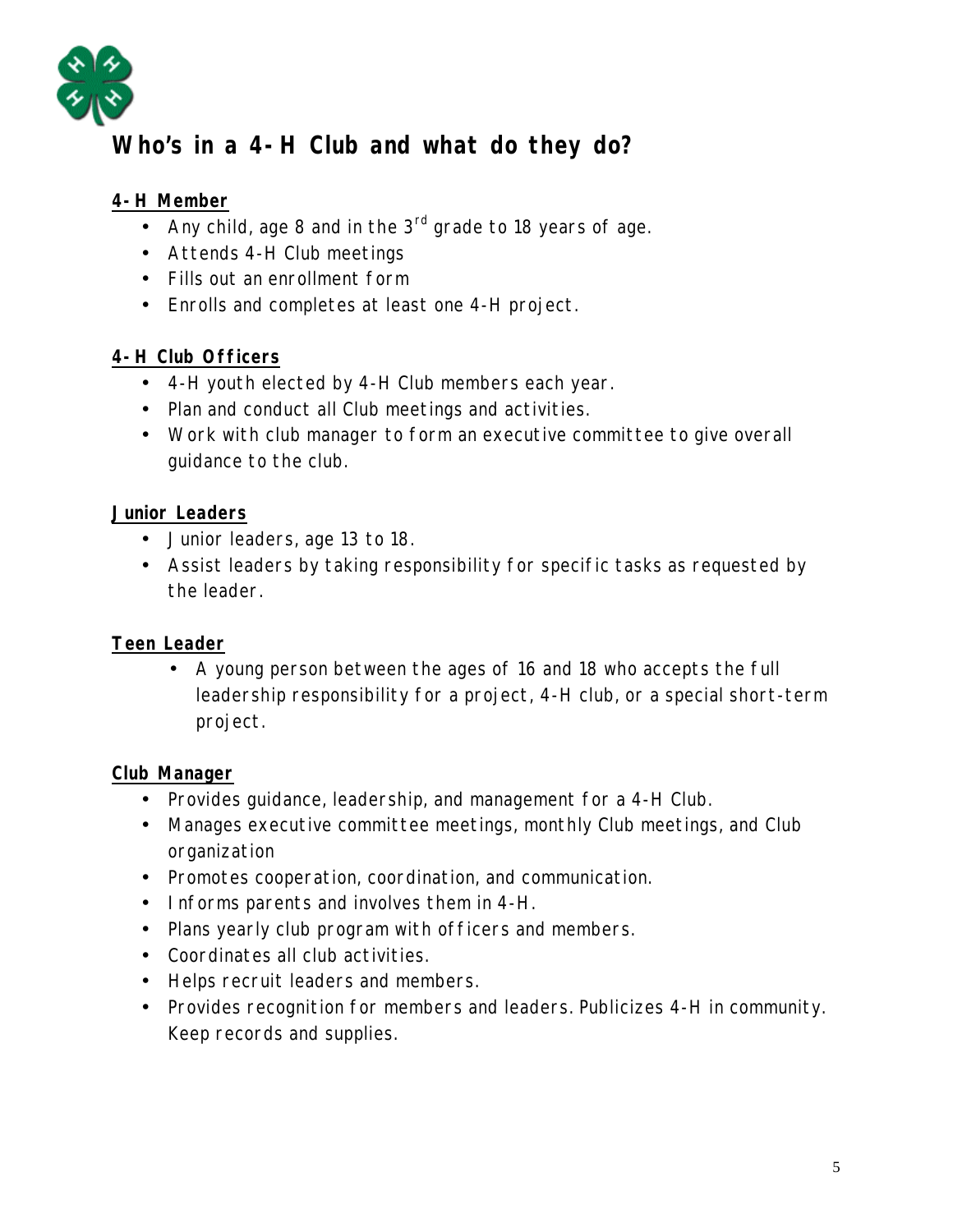# Who's in a 4-H Club and what do they do?

**4-H Member**

- Any child, age 8 and in the 3rd grade to 18 years of age.
- Attends 4-H Club meetings
- Fills out an enrollment form
- Enrolls and completes at least one 4-H project.

**4-H Club Officers**

- 4-H youth elected by 4-H Club members each year.
- Plan and conduct all Club meetings and activities.
- Work with club manager to form an executive committee to give overall guidance to the club.

**Junior Leaders**

- Junior leaders, age 13 to 18.
- Assist leaders by taking responsibility for specific tasks as requested by the leader.

**Teen Leader**

- A young person between the ages of 16 and 18 who accepts the full leadership responsibility for a project, 4-H club, or a special short-term project.

**Club Manager**

- Provides guidance, leadership, and management for a 4-H Club.
- Manages executive committee meetings, monthly Club meetings, and Club organization
- Promotes cooperation, coordination, and communication.
- Informs parents and involves them in 4-H.
- Plans yearly club program with officers and members.
- Coordinates all club activities.
- Helps recruit leaders and members.
- Provides recognition for members and leaders. Publicizes 4-H in community. Keep records and supplies.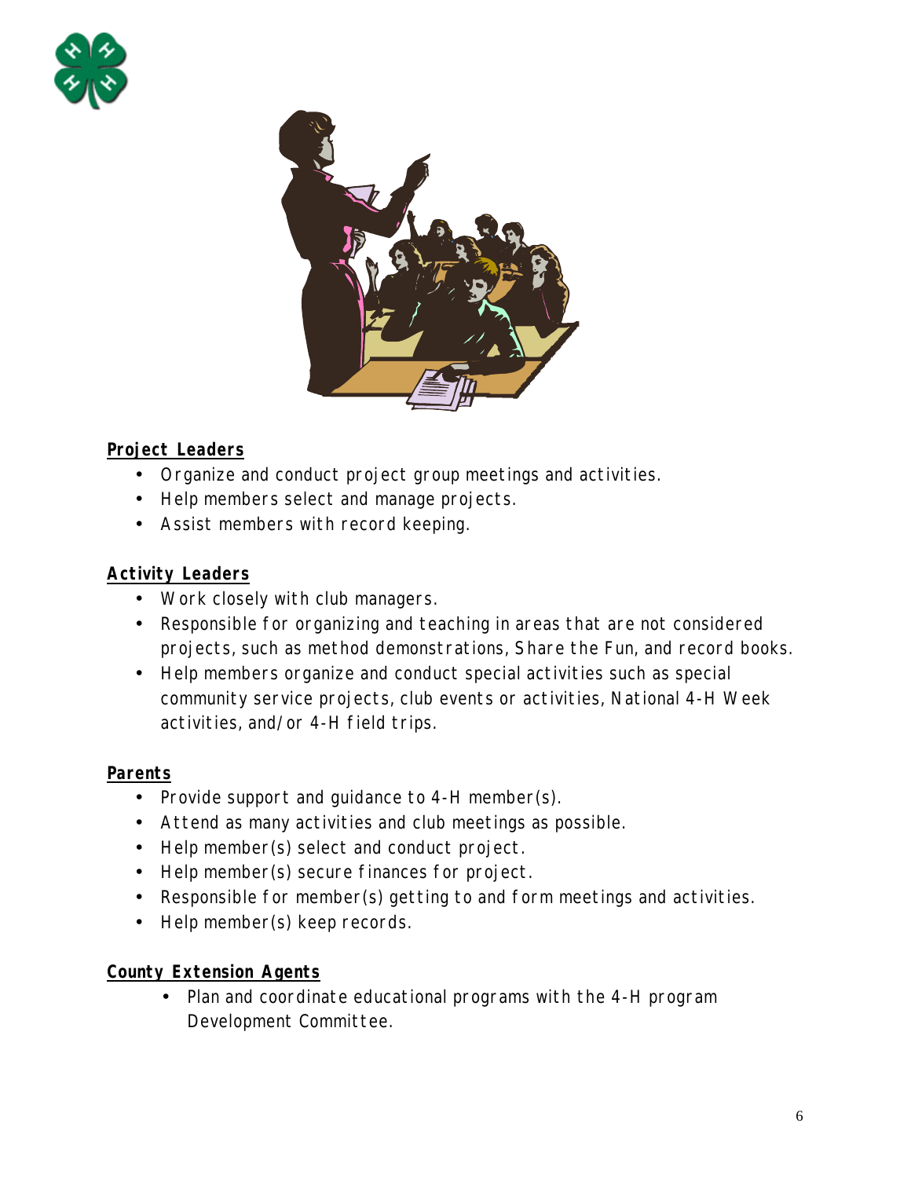**Project Leaders**

- Organize and conduct project group meetings and activities.
- Help members select and manage projects.
- Assist members with record keeping.

**Activity Leaders**

- Work closely with club managers.
- Responsible for organizing and teaching in areas that are not considered projects, such as method demonstrations, Share the Fun, and record books.
- Help members organize and conduct special activities such as special community service projects, club events or activities, National 4-H Week activities, and/or 4-H field trips.

**Parents**

- Provide support and guidance to 4-H member(s).
- Attend as many activities and club meetings as possible.
- Help member(s) select and conduct project.
- Help member(s) secure finances for project.
- Responsible for member(s) getting to and form meetings and activities.
- Help member(s) keep records.

**County Extension Agents**

- Plan and coordinate educational programs with the 4-H program Development Committee.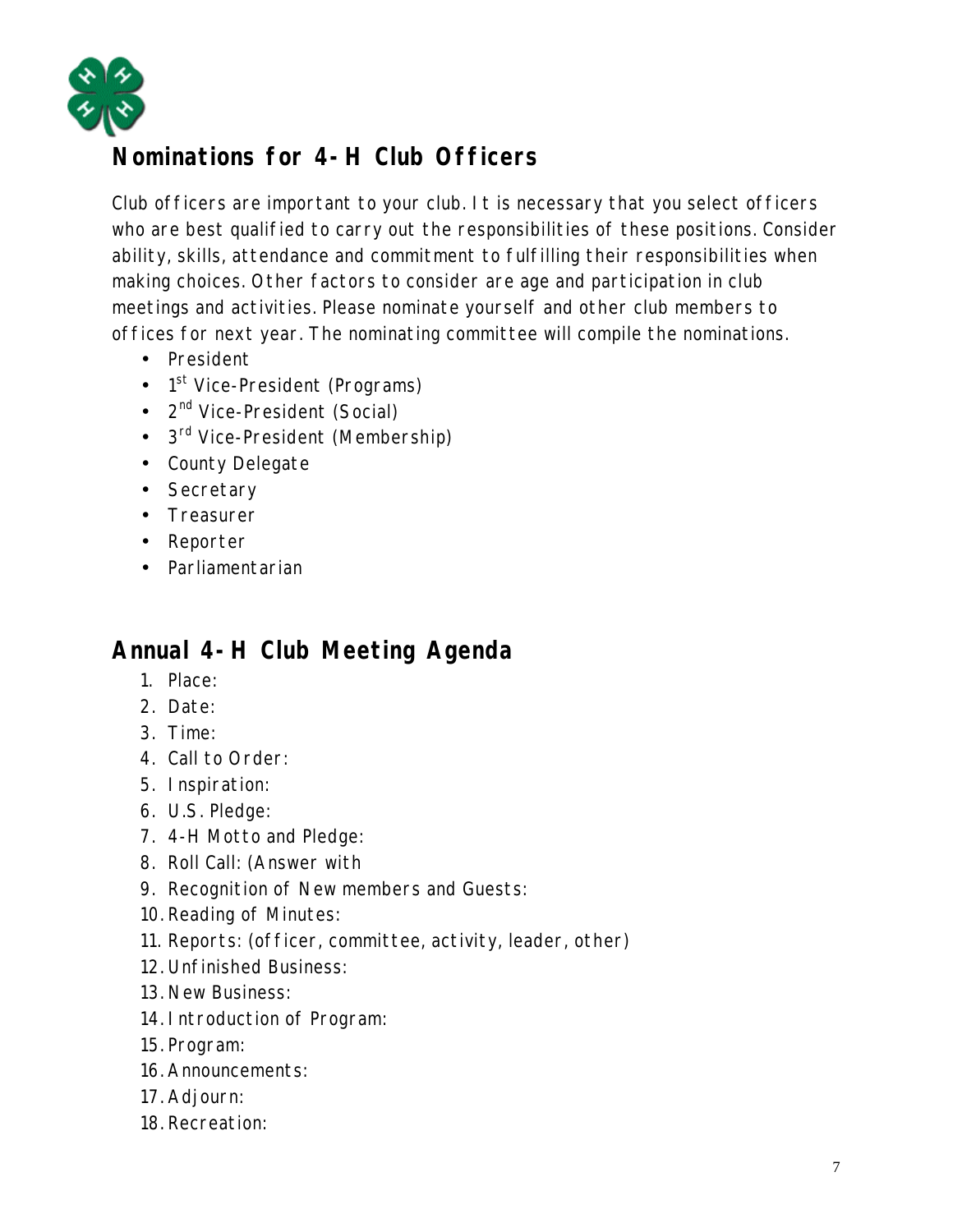## Nominations for 4-H Club Officers

Club officers are important to your club. It is necessary that you select officers who are best qualified to carry out the responsibilities of these positions. Consider ability, skills, attendance and commitment to fulfilling their responsibilities when making choices. Other factors to consider are age and participation in club meetings and activities. Please nominate yourself and other club members to offices for next year. The nominating committee will compile the nominations.

- President
- 1st Vice-President (Programs)
- 2nd Vice-President (Social)
- 3rd Vice-President (Membership)
- County Delegate
- Secretary
- Treasurer
- Reporter
- Parliamentarian

## Annual 4-H Club Meeting Agenda

1. Place:
2. Date:
3. Time:
4. Call to Order:
5. Inspiration:
6. U.S. Pledge:
7. 4-H Motto and Pledge:
8. Roll Call: (Answer with
9. Recognition of New members and Guests:
10. Reading of Minutes:
11. Reports: (officer, committee, activity, leader, other)
12. Unfinished Business:
13. New Business:
14. Introduction of Program:
15. Program:
16. Announcements:
17. Adjourn:
18. Recreation: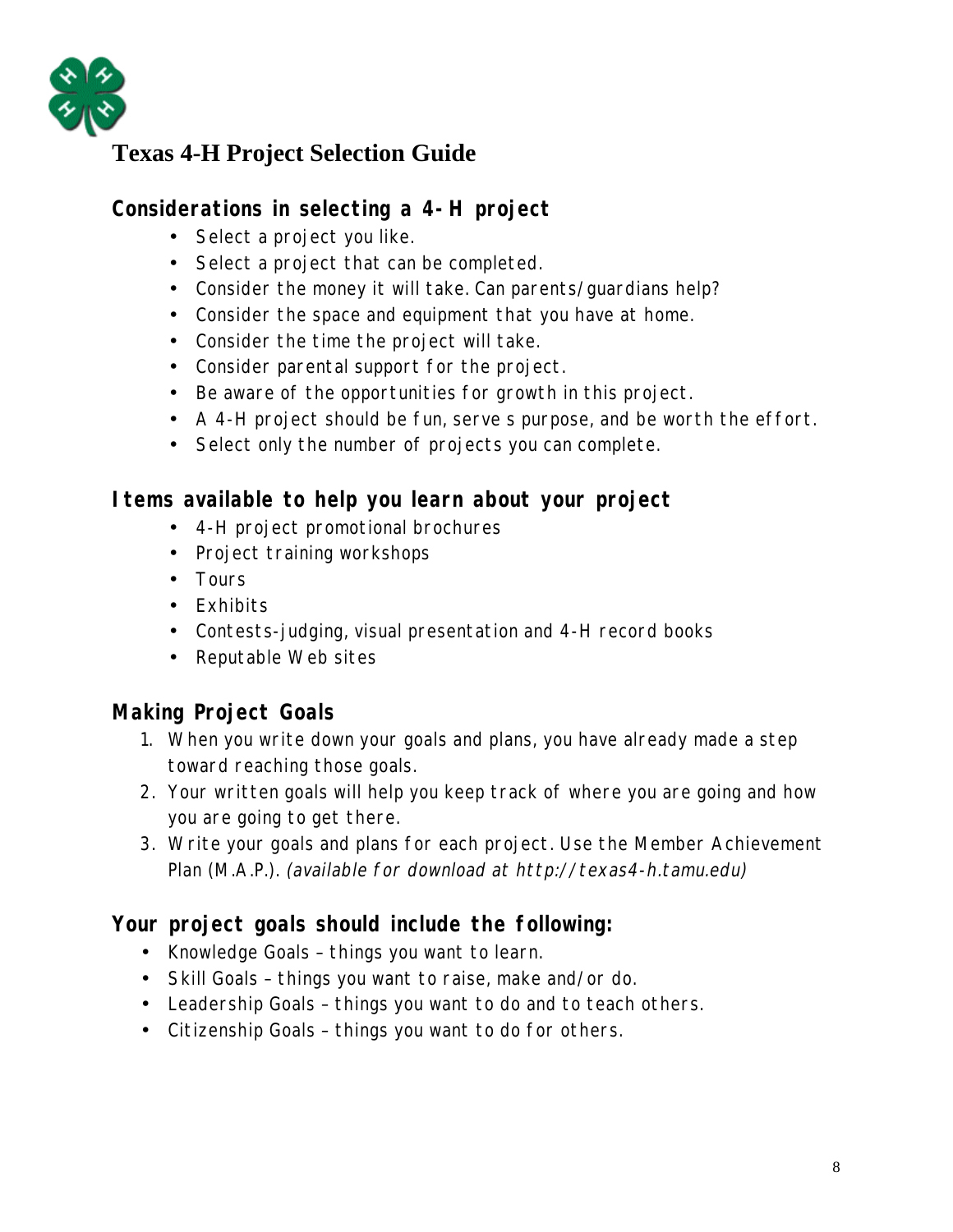# Texas 4-H Project Selection Guide

## Considerations in selecting a 4-H project

- Select a project you like.
- Select a project that can be completed.
- Consider the money it will take. Can parents/guardians help?
- Consider the space and equipment that you have at home.
- Consider the time the project will take.
- Consider parental support for the project.
- Be aware of the opportunities for growth in this project.
- A 4-H project should be fun, serve s purpose, and be worth the effort.
- Select only the number of projects you can complete.

## Items available to help you learn about your project

- 4-H project promotional brochures
- Project training workshops
- Tours
- Exhibits
- Contests-judging, visual presentation and 4-H record books
- Reputable Web sites

## Making Project Goals

1. When you write down your goals and plans, you have already made a step toward reaching those goals.
2. Your written goals will help you keep track of where you are going and how you are going to get there.
3. Write your goals and plans for each project. Use the Member Achievement Plan (M.A.P.). *(available for download at http://texas4-h.tamu.edu)*

## Your project goals should include the following:

- Knowledge Goals – things you want to learn.
- Skill Goals – things you want to raise, make and/or do.
- Leadership Goals – things you want to do and to teach others.
- Citizenship Goals – things you want to do for others.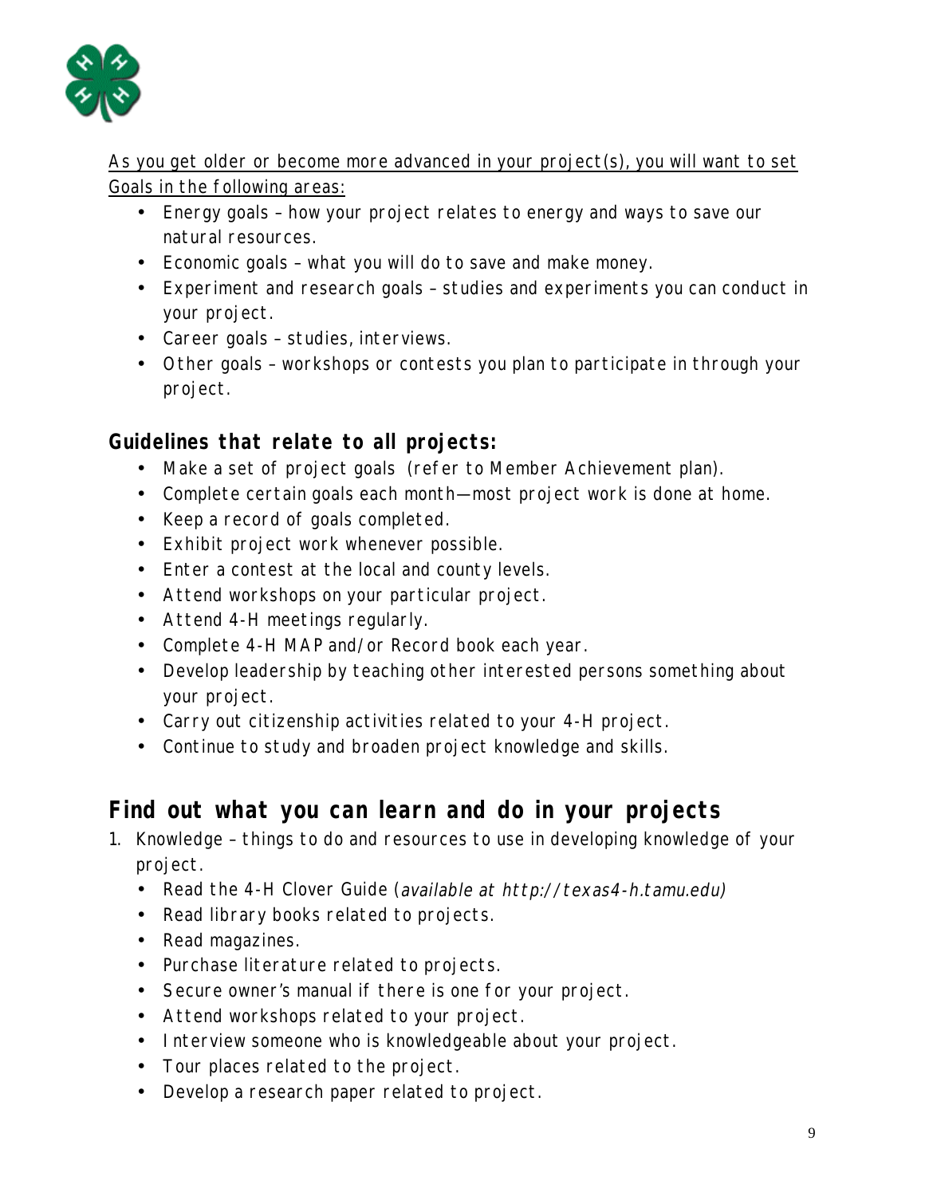As you get older or become more advanced in your project(s), you will want to set Goals in the following areas:

- Energy goals – how your project relates to energy and ways to save our natural resources.
- Economic goals – what you will do to save and make money.
- Experiment and research goals – studies and experiments you can conduct in your project.
- Career goals – studies, interviews.
- Other goals – workshops or contests you plan to participate in through your project.

### Guidelines that relate to all projects:

- Make a set of project goals (refer to Member Achievement plan).
- Complete certain goals each month—most project work is done at home.
- Keep a record of goals completed.
- Exhibit project work whenever possible.
- Enter a contest at the local and county levels.
- Attend workshops on your particular project.
- Attend 4-H meetings regularly.
- Complete 4-H MAP and/or Record book each year.
- Develop leadership by teaching other interested persons something about your project.
- Carry out citizenship activities related to your 4-H project.
- Continue to study and broaden project knowledge and skills.

## Find out what you can learn and do in your projects

1. Knowledge – things to do and resources to use in developing knowledge of your project.
   - Read the 4-H Clover Guide (*available at http://texas4-h.tamu.edu)*
   - Read library books related to projects.
   - Read magazines.
   - Purchase literature related to projects.
   - Secure owner's manual if there is one for your project.
   - Attend workshops related to your project.
   - Interview someone who is knowledgeable about your project.
   - Tour places related to the project.
   - Develop a research paper related to project.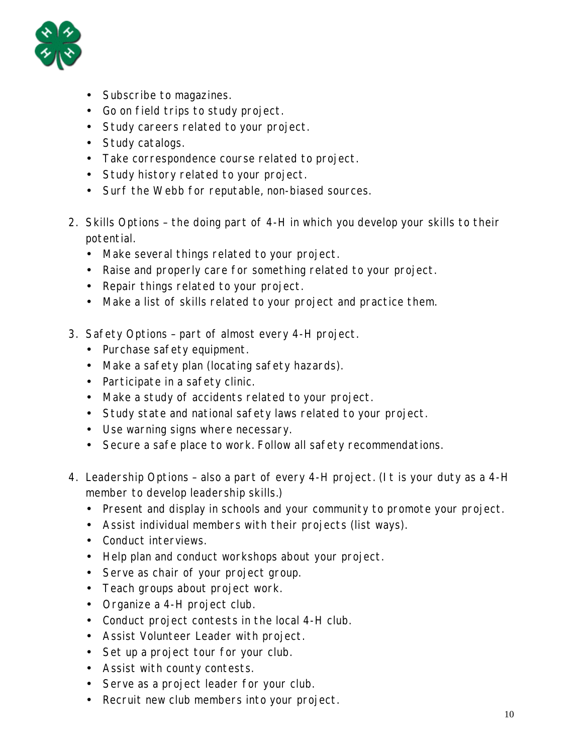- Subscribe to magazines.
- Go on field trips to study project.
- Study careers related to your project.
- Study catalogs.
- Take correspondence course related to project.
- Study history related to your project.
- Surf the Webb for reputable, non-biased sources.

2. Skills Options – the doing part of 4-H in which you develop your skills to their potential.
   - Make several things related to your project.
   - Raise and properly care for something related to your project.
   - Repair things related to your project.
   - Make a list of skills related to your project and practice them.

3. Safety Options – part of almost every 4-H project.
   - Purchase safety equipment.
   - Make a safety plan (locating safety hazards).
   - Participate in a safety clinic.
   - Make a study of accidents related to your project.
   - Study state and national safety laws related to your project.
   - Use warning signs where necessary.
   - Secure a safe place to work. Follow all safety recommendations.

4. Leadership Options – also a part of every 4-H project. (It is your duty as a 4-H member to develop leadership skills.)
   - Present and display in schools and your community to promote your project.
   - Assist individual members with their projects (list ways).
   - Conduct interviews.
   - Help plan and conduct workshops about your project.
   - Serve as chair of your project group.
   - Teach groups about project work.
   - Organize a 4-H project club.
   - Conduct project contests in the local 4-H club.
   - Assist Volunteer Leader with project.
   - Set up a project tour for your club.
   - Assist with county contests.
   - Serve as a project leader for your club.
   - Recruit new club members into your project.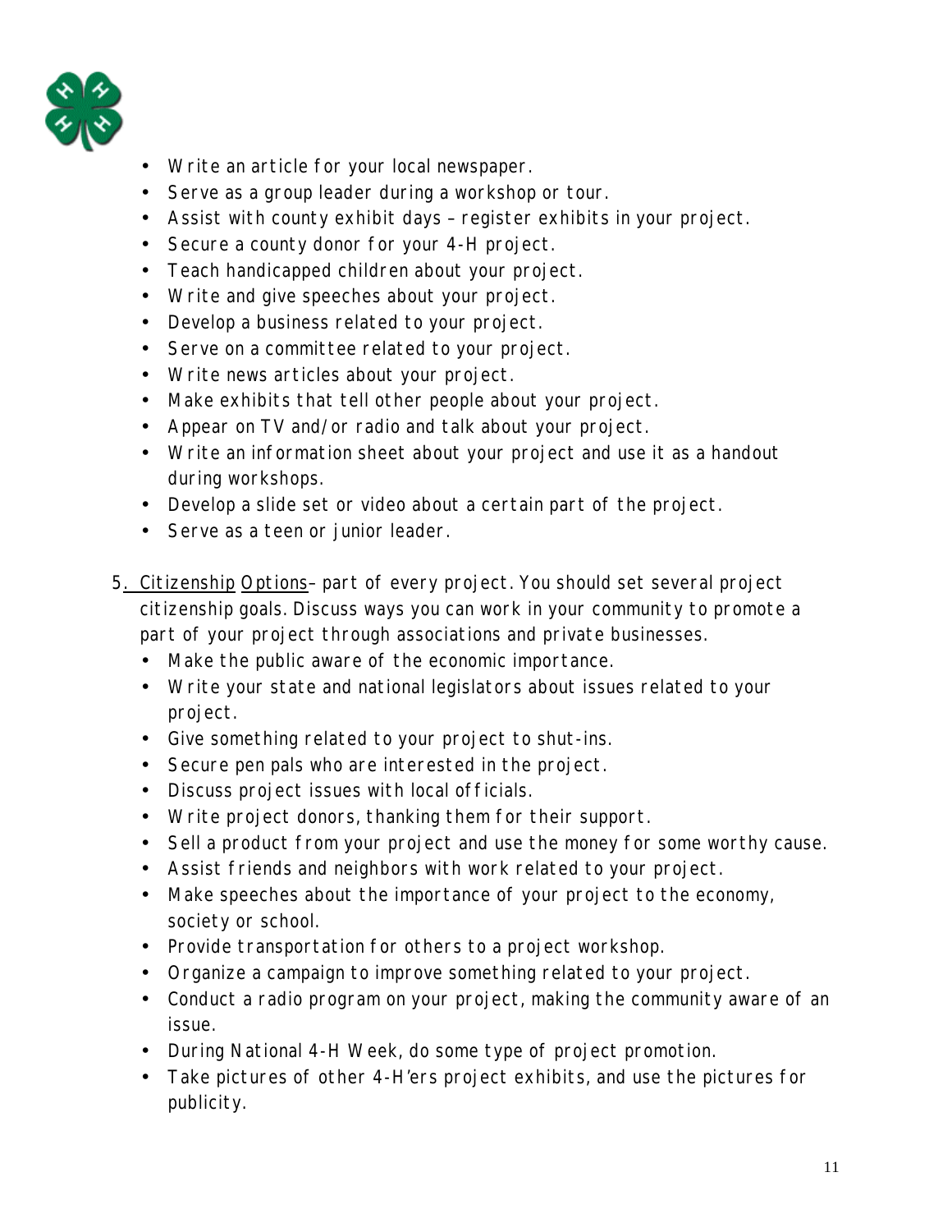- Write an article for your local newspaper.
- Serve as a group leader during a workshop or tour.
- Assist with county exhibit days – register exhibits in your project.
- Secure a county donor for your 4-H project.
- Teach handicapped children about your project.
- Write and give speeches about your project.
- Develop a business related to your project.
- Serve on a committee related to your project.
- Write news articles about your project.
- Make exhibits that tell other people about your project.
- Appear on TV and/or radio and talk about your project.
- Write an information sheet about your project and use it as a handout during workshops.
- Develop a slide set or video about a certain part of the project.
- Serve as a teen or junior leader.

5. Citizenship Options– part of every project. You should set several project citizenship goals. Discuss ways you can work in your community to promote a part of your project through associations and private businesses.
   - Make the public aware of the economic importance.
   - Write your state and national legislators about issues related to your project.
   - Give something related to your project to shut-ins.
   - Secure pen pals who are interested in the project.
   - Discuss project issues with local officials.
   - Write project donors, thanking them for their support.
   - Sell a product from your project and use the money for some worthy cause.
   - Assist friends and neighbors with work related to your project.
   - Make speeches about the importance of your project to the economy, society or school.
   - Provide transportation for others to a project workshop.
   - Organize a campaign to improve something related to your project.
   - Conduct a radio program on your project, making the community aware of an issue.
   - During National 4-H Week, do some type of project promotion.
   - Take pictures of other 4-H'ers project exhibits, and use the pictures for publicity.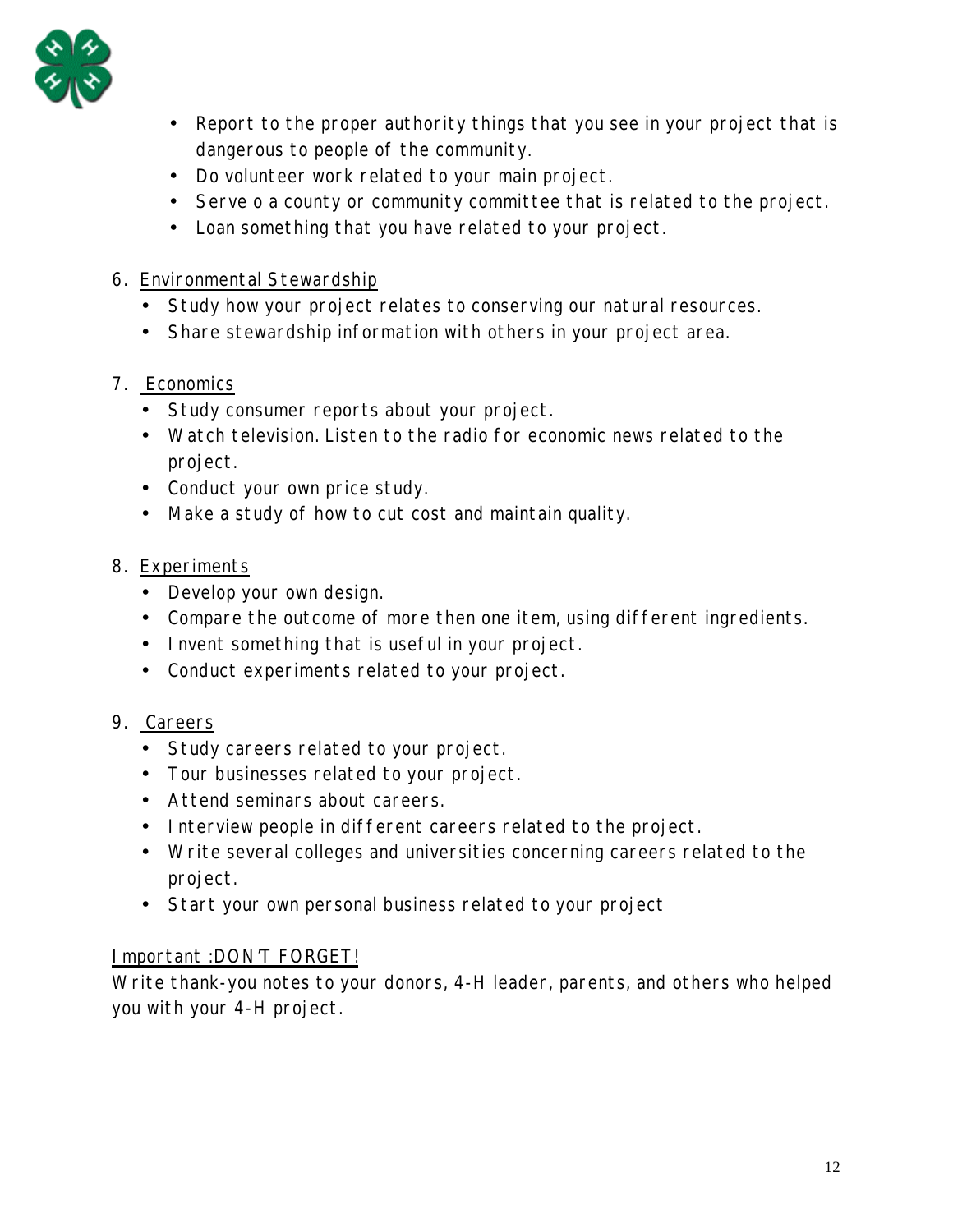- Report to the proper authority things that you see in your project that is dangerous to people of the community.
- Do volunteer work related to your main project.
- Serve o a county or community committee that is related to the project.
- Loan something that you have related to your project.

6. Environmental Stewardship
   - Study how your project relates to conserving our natural resources.
   - Share stewardship information with others in your project area.

7. Economics
   - Study consumer reports about your project.
   - Watch television. Listen to the radio for economic news related to the project.
   - Conduct your own price study.
   - Make a study of how to cut cost and maintain quality.

8. Experiments
   - Develop your own design.
   - Compare the outcome of more then one item, using different ingredients.
   - Invent something that is useful in your project.
   - Conduct experiments related to your project.

9. Careers
   - Study careers related to your project.
   - Tour businesses related to your project.
   - Attend seminars about careers.
   - Interview people in different careers related to the project.
   - Write several colleges and universities concerning careers related to the project.
   - Start your own personal business related to your project

Important :DON'T FORGET!

Write thank-you notes to your donors, 4-H leader, parents, and others who helped you with your 4-H project.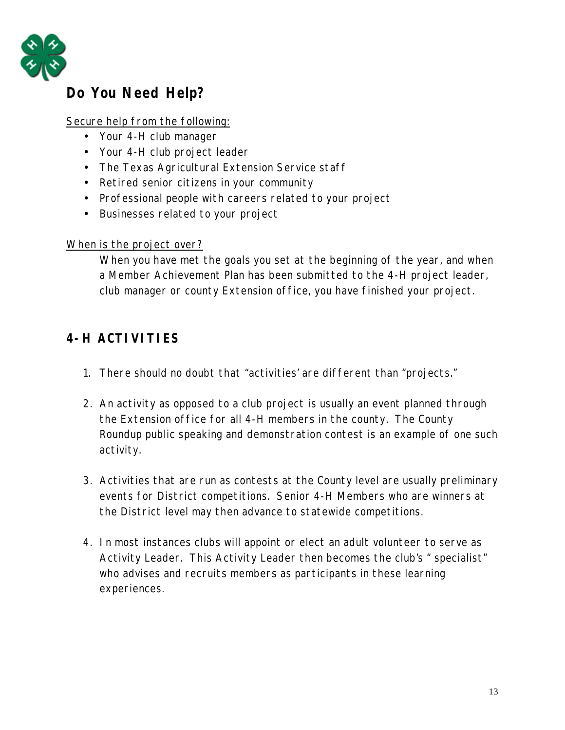## Do You Need Help?

Secure help from the following:

- Your 4-H club manager
- Your 4-H club project leader
- The Texas Agricultural Extension Service staff
- Retired senior citizens in your community
- Professional people with careers related to your project
- Businesses related to your project

When is the project over?

When you have met the goals you set at the beginning of the year, and when a Member Achievement Plan has been submitted to the 4-H project leader, club manager or county Extension office, you have finished your project.

## 4-H ACTIVITIES

1. There should no doubt that "activities' are different than "projects."

2. An activity as opposed to a club project is usually an event planned through the Extension office for all 4-H members in the county. The County Roundup public speaking and demonstration contest is an example of one such activity.

3. Activities that are run as contests at the County level are usually preliminary events for District competitions. Senior 4-H Members who are winners at the District level may then advance to statewide competitions.

4. In most instances clubs will appoint or elect an adult volunteer to serve as Activity Leader. This Activity Leader then becomes the club's "specialist" who advises and recruits members as participants in these learning experiences.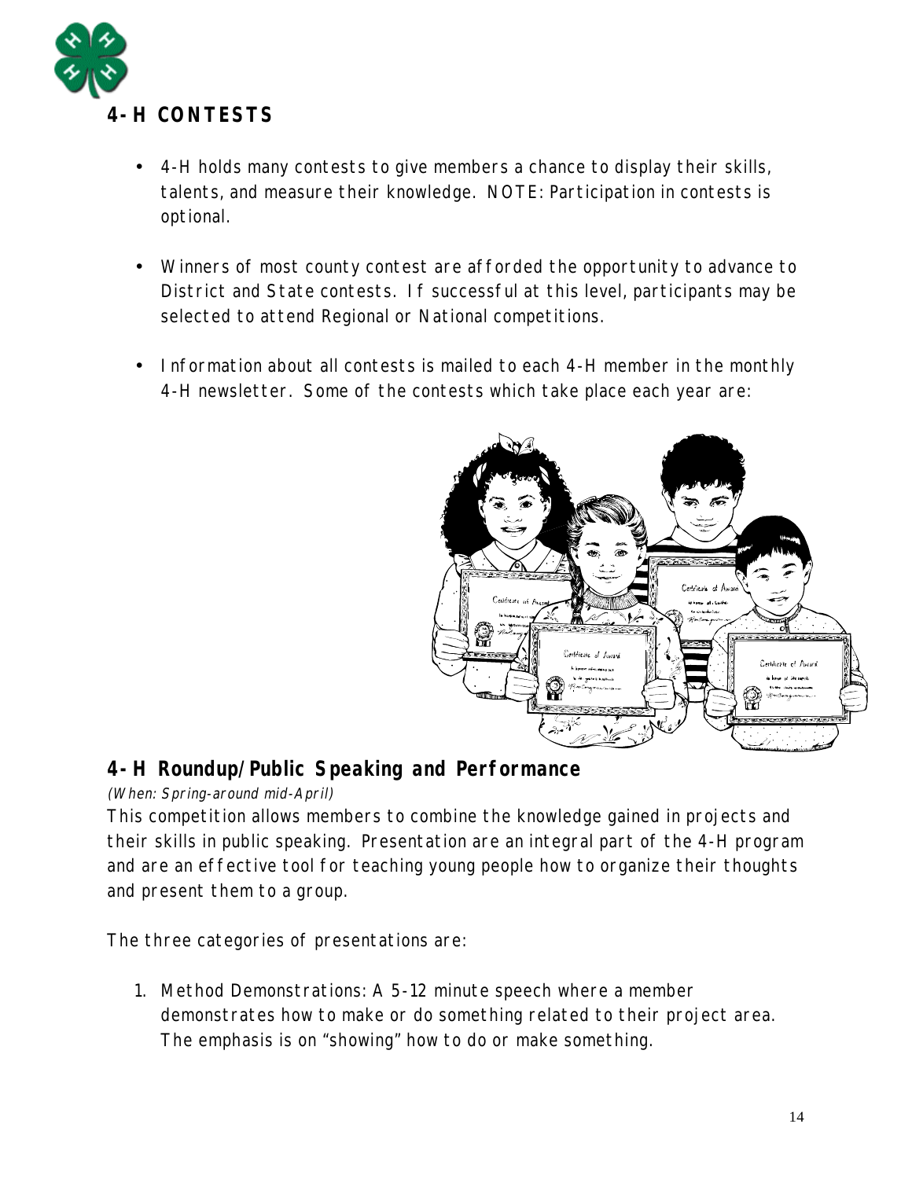# 4-H CONTESTS

- 4-H holds many contests to give members a chance to display their skills, talents, and measure their knowledge. NOTE: Participation in contests is optional.
- Winners of most county contest are afforded the opportunity to advance to District and State contests. If successful at this level, participants may be selected to attend Regional or National competitions.
- Information about all contests is mailed to each 4-H member in the monthly 4-H newsletter. Some of the contests which take place each year are:

## 4-H Roundup/Public Speaking and Performance

*(When: Spring-around mid-April)*

This competition allows members to combine the knowledge gained in projects and their skills in public speaking. Presentation are an integral part of the 4-H program and are an effective tool for teaching young people how to organize their thoughts and present them to a group.

The three categories of presentations are:

1. Method Demonstrations: A 5-12 minute speech where a member demonstrates how to make or do something related to their project area. The emphasis is on "showing" how to do or make something.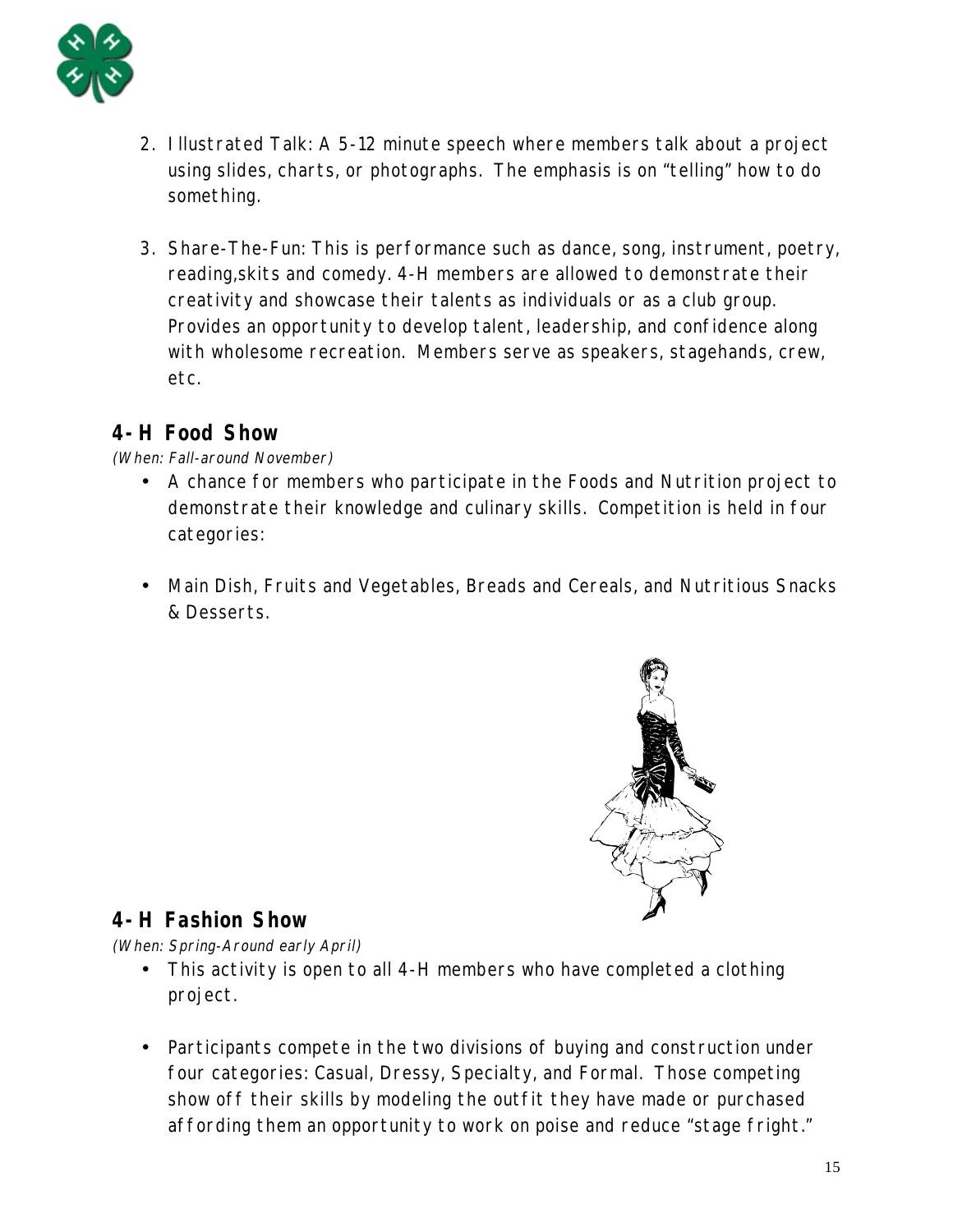2. Illustrated Talk: A 5-12 minute speech where members talk about a project using slides, charts, or photographs. The emphasis is on "telling" how to do something.

3. Share-The-Fun: This is performance such as dance, song, instrument, poetry, reading,skits and comedy. 4-H members are allowed to demonstrate their creativity and showcase their talents as individuals or as a club group. Provides an opportunity to develop talent, leadership, and confidence along with wholesome recreation. Members serve as speakers, stagehands, crew, etc.

## 4-H Food Show

*(When: Fall-around November)*

- A chance for members who participate in the Foods and Nutrition project to demonstrate their knowledge and culinary skills. Competition is held in four categories:
- Main Dish, Fruits and Vegetables, Breads and Cereals, and Nutritious Snacks & Desserts.

## 4-H Fashion Show

*(When: Spring-Around early April)*

- This activity is open to all 4-H members who have completed a clothing project.
- Participants compete in the two divisions of buying and construction under four categories: Casual, Dressy, Specialty, and Formal. Those competing show off their skills by modeling the outfit they have made or purchased affording them an opportunity to work on poise and reduce "stage fright."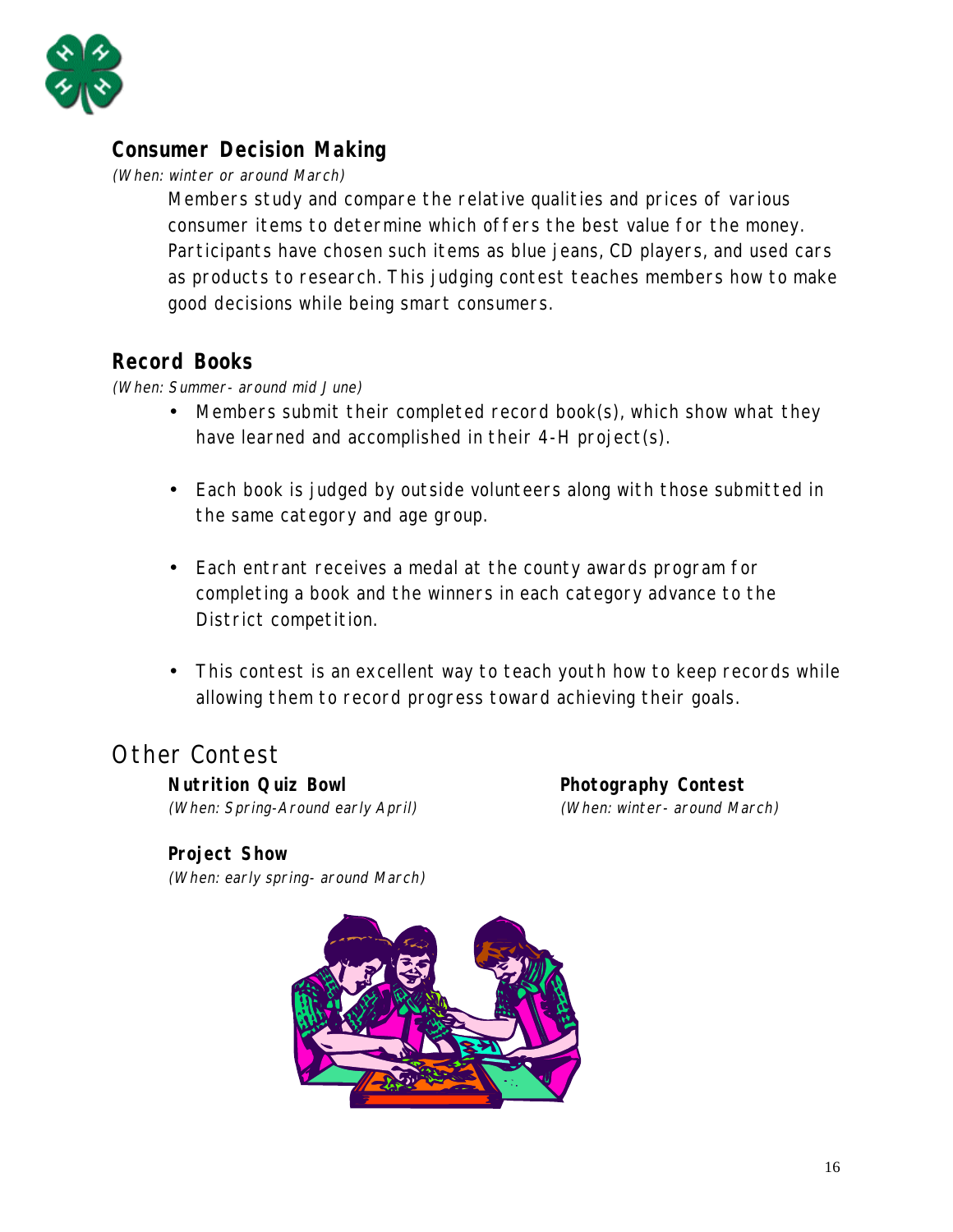### Consumer Decision Making

*(When: winter or around March)*

Members study and compare the relative qualities and prices of various consumer items to determine which offers the best value for the money. Participants have chosen such items as blue jeans, CD players, and used cars as products to research. This judging contest teaches members how to make good decisions while being smart consumers.

### Record Books

*(When: Summer- around mid June)*

- Members submit their completed record book(s), which show what they have learned and accomplished in their 4-H project(s).
- Each book is judged by outside volunteers along with those submitted in the same category and age group.
- Each entrant receives a medal at the county awards program for completing a book and the winners in each category advance to the District competition.
- This contest is an excellent way to teach youth how to keep records while allowing them to record progress toward achieving their goals.

## Other Contest

**Nutrition Quiz Bowl**
*(When: Spring-Around early April)*

**Photography Contest**
*(When: winter- around March)*

**Project Show**
*(When: early spring- around March)*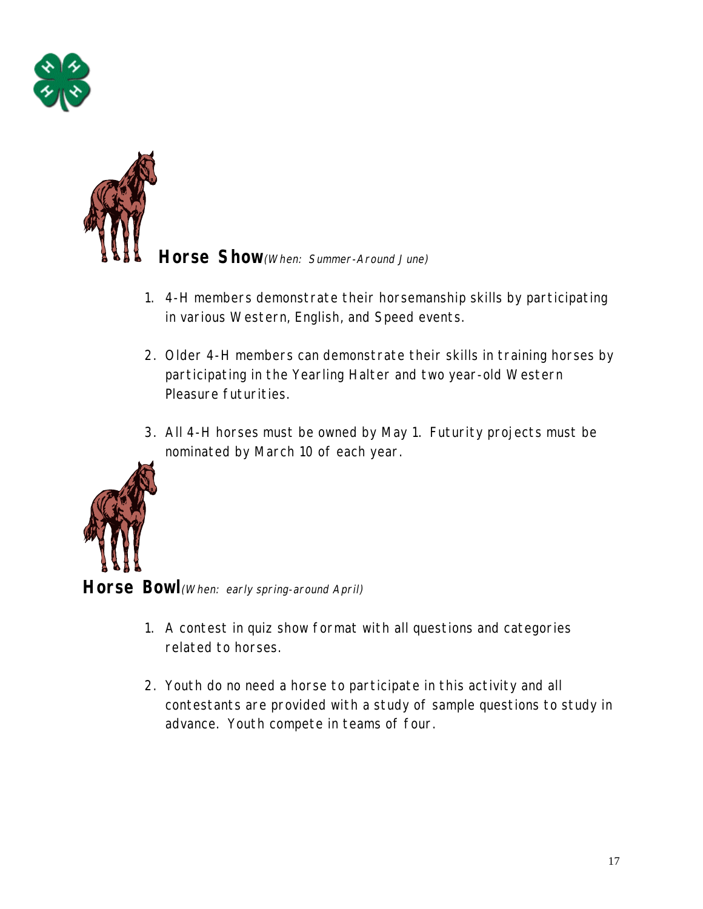## Horse Show *(When: Summer-Around June)*

1. 4-H members demonstrate their horsemanship skills by participating in various Western, English, and Speed events.

2. Older 4-H members can demonstrate their skills in training horses by participating in the Yearling Halter and two year-old Western Pleasure futurities.

3. All 4-H horses must be owned by May 1. Futurity projects must be nominated by March 10 of each year.

## Horse Bowl *(When: early spring-around April)*

1. A contest in quiz show format with all questions and categories related to horses.

2. Youth do no need a horse to participate in this activity and all contestants are provided with a study of sample questions to study in advance. Youth compete in teams of four.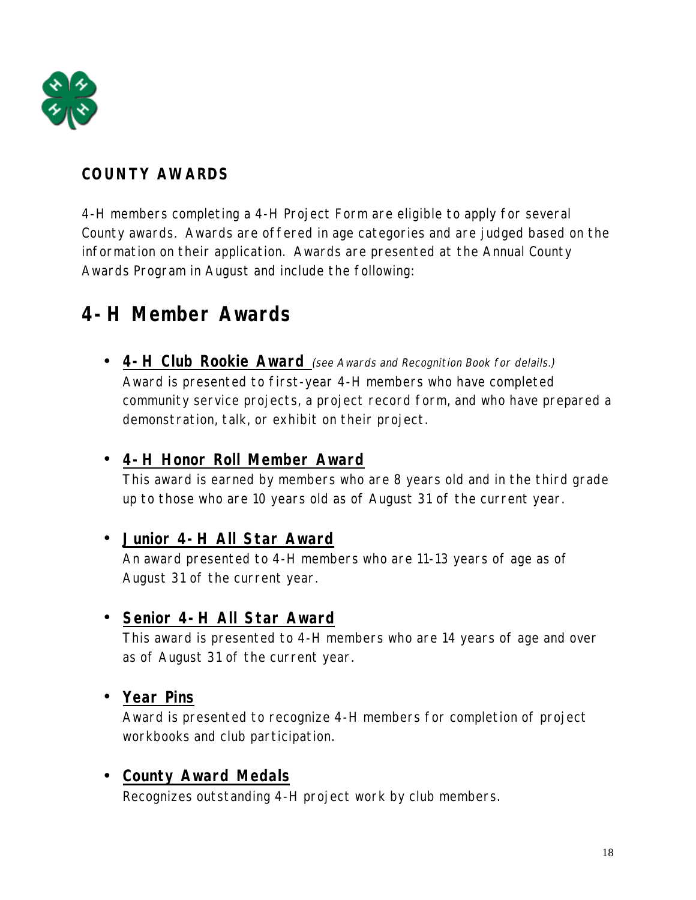## COUNTY AWARDS

4-H members completing a 4-H Project Form are eligible to apply for several County awards. Awards are offered in age categories and are judged based on the information on their application. Awards are presented at the Annual County Awards Program in August and include the following:

# 4-H Member Awards

- **4-H Club Rookie Award** *(see Awards and Recognition Book for delails.)*
  Award is presented to first-year 4-H members who have completed community service projects, a project record form, and who have prepared a demonstration, talk, or exhibit on their project.

- **4-H Honor Roll Member Award**
  This award is earned by members who are 8 years old and in the third grade up to those who are 10 years old as of August 31 of the current year.

- **Junior 4-H All Star Award**
  An award presented to 4-H members who are 11-13 years of age as of August 31 of the current year.

- **Senior 4-H All Star Award**
  This award is presented to 4-H members who are 14 years of age and over as of August 31 of the current year.

- **Year Pins**
  Award is presented to recognize 4-H members for completion of project workbooks and club participation.

- **County Award Medals**
  Recognizes outstanding 4-H project work by club members.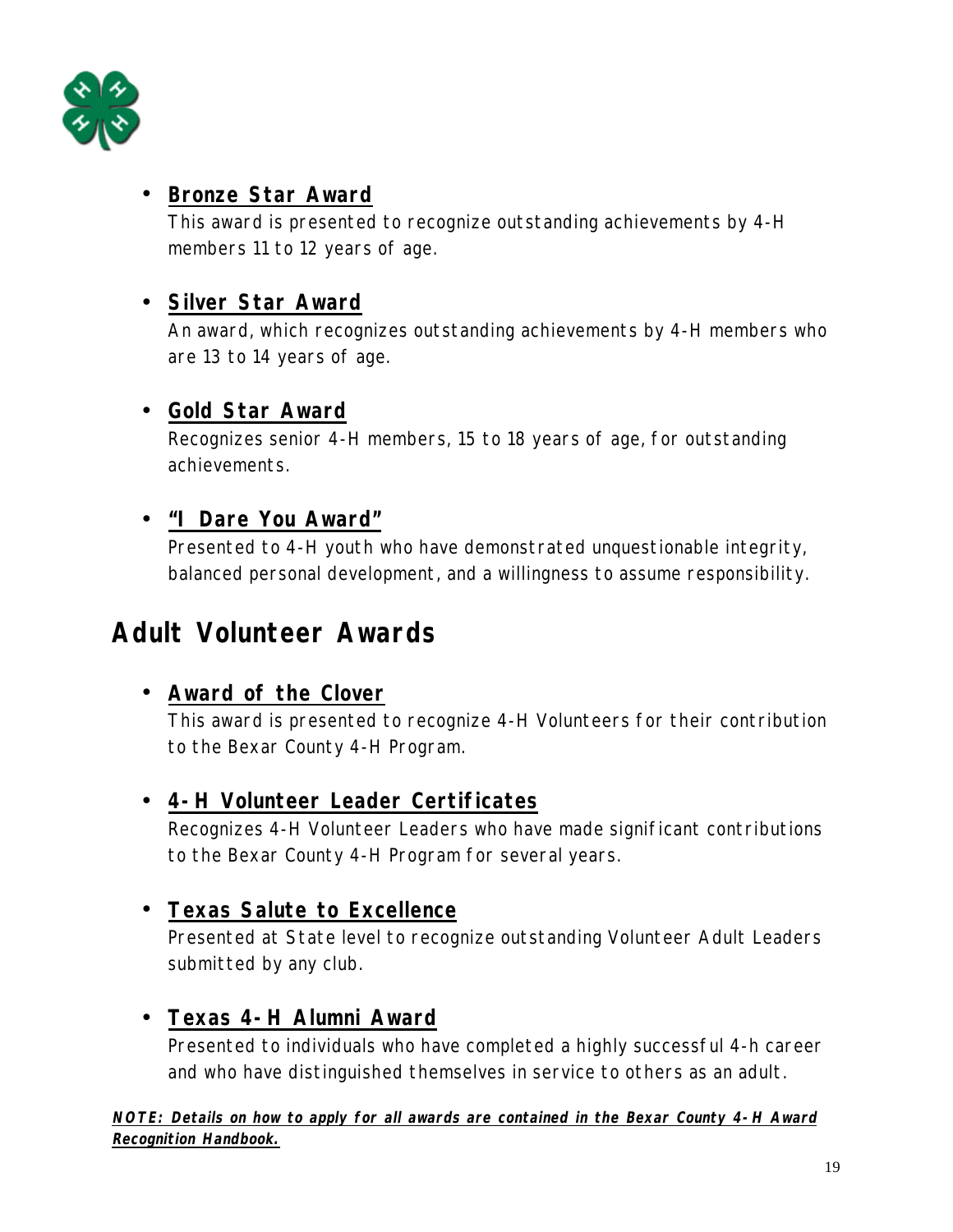- **Bronze Star Award**
  This award is presented to recognize outstanding achievements by 4-H members 11 to 12 years of age.

- **Silver Star Award**
  An award, which recognizes outstanding achievements by 4-H members who are 13 to 14 years of age.

- **Gold Star Award**
  Recognizes senior 4-H members, 15 to 18 years of age, for outstanding achievements.

- **"I Dare You Award"**
  Presented to 4-H youth who have demonstrated unquestionable integrity, balanced personal development, and a willingness to assume responsibility.

## Adult Volunteer Awards

- **Award of the Clover**
  This award is presented to recognize 4-H Volunteers for their contribution to the Bexar County 4-H Program.

- **4-H Volunteer Leader Certificates**
  Recognizes 4-H Volunteer Leaders who have made significant contributions to the Bexar County 4-H Program for several years.

- **Texas Salute to Excellence**
  Presented at State level to recognize outstanding Volunteer Adult Leaders submitted by any club.

- **Texas 4-H Alumni Award**
  Presented to individuals who have completed a highly successful 4-h career and who have distinguished themselves in service to others as an adult.

***NOTE: Details on how to apply for all awards are contained in the Bexar County 4-H Award Recognition Handbook.***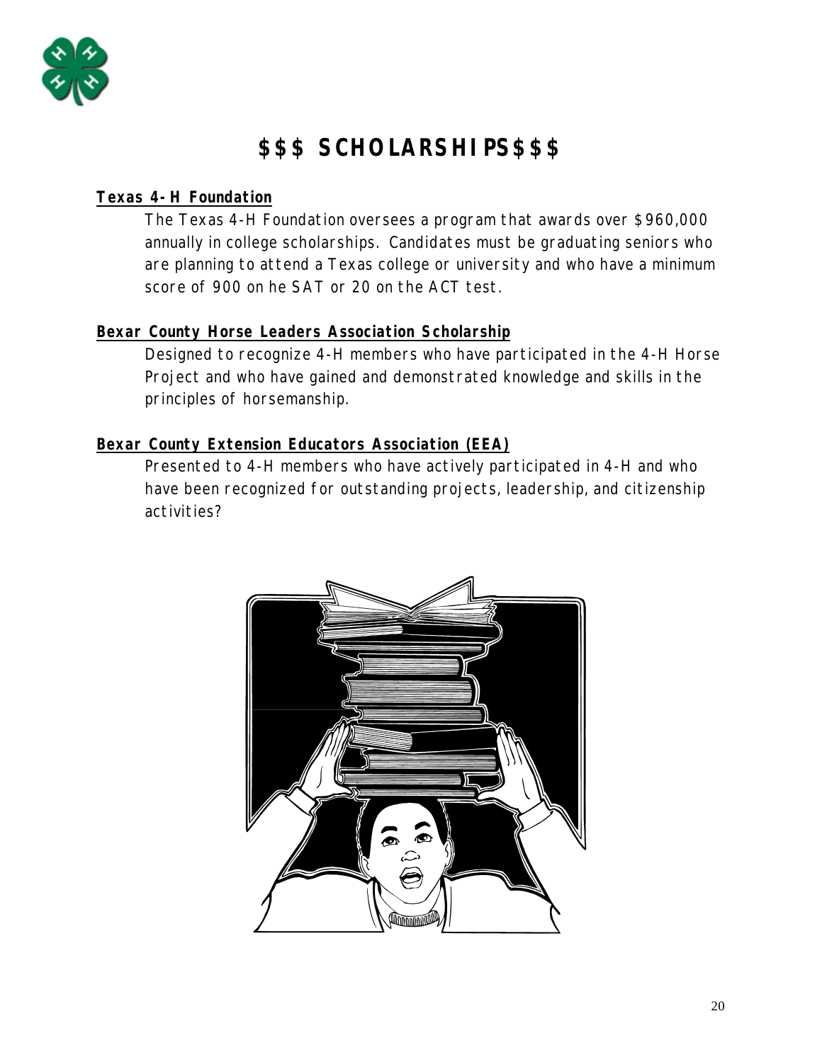# $$$ SCHOLARSHIPS$$$

**Texas 4-H Foundation**

The Texas 4-H Foundation oversees a program that awards over $960,000 annually in college scholarships. Candidates must be graduating seniors who are planning to attend a Texas college or university and who have a minimum score of 900 on he SAT or 20 on the ACT test.

**Bexar County Horse Leaders Association Scholarship**

Designed to recognize 4-H members who have participated in the 4-H Horse Project and who have gained and demonstrated knowledge and skills in the principles of horsemanship.

**Bexar County Extension Educators Association (EEA)**

Presented to 4-H members who have actively participated in 4-H and who have been recognized for outstanding projects, leadership, and citizenship activities?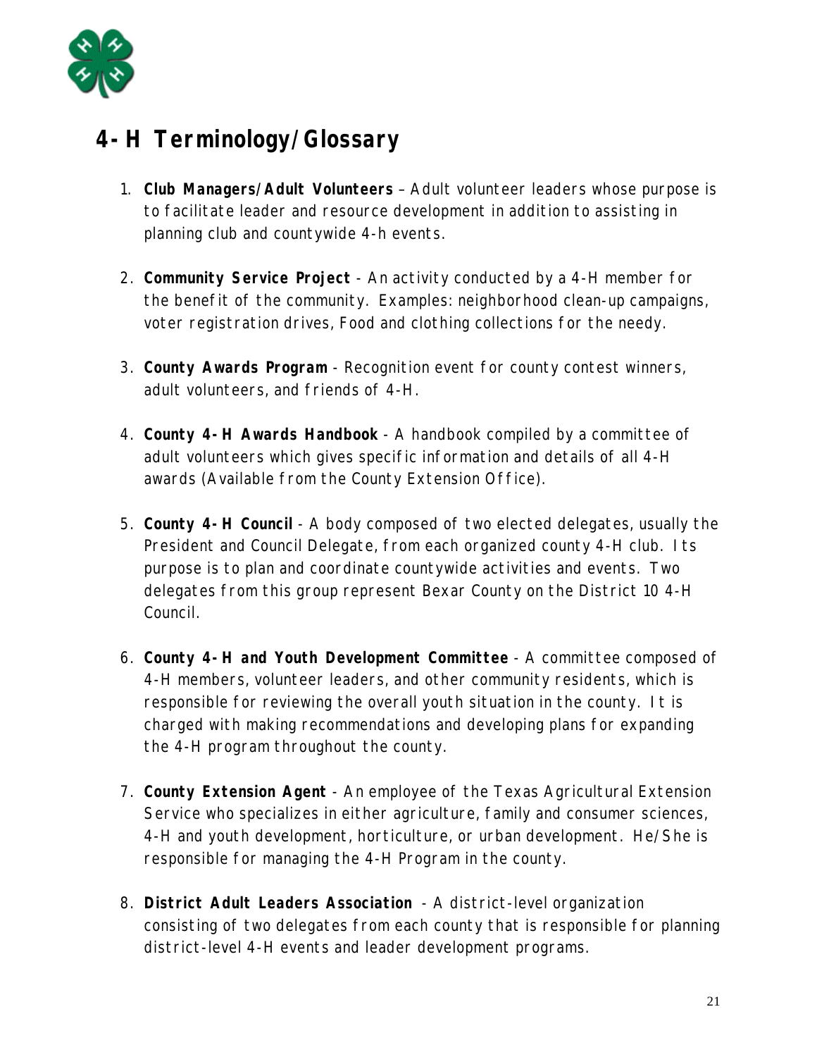# 4-H Terminology/Glossary

1. **Club Managers/Adult Volunteers** – Adult volunteer leaders whose purpose is to facilitate leader and resource development in addition to assisting in planning club and countywide 4-h events.

2. **Community Service Project** - An activity conducted by a 4-H member for the benefit of the community. Examples: neighborhood clean-up campaigns, voter registration drives, Food and clothing collections for the needy.

3. **County Awards Program** - Recognition event for county contest winners, adult volunteers, and friends of 4-H.

4. **County 4-H Awards Handbook** - A handbook compiled by a committee of adult volunteers which gives specific information and details of all 4-H awards (Available from the County Extension Office).

5. **County 4-H Council** - A body composed of two elected delegates, usually the President and Council Delegate, from each organized county 4-H club. Its purpose is to plan and coordinate countywide activities and events. Two delegates from this group represent Bexar County on the District 10 4-H Council.

6. **County 4-H and Youth Development Committee** - A committee composed of 4-H members, volunteer leaders, and other community residents, which is responsible for reviewing the overall youth situation in the county. It is charged with making recommendations and developing plans for expanding the 4-H program throughout the county.

7. **County Extension Agent** - An employee of the Texas Agricultural Extension Service who specializes in either agriculture, family and consumer sciences, 4-H and youth development, horticulture, or urban development. He/She is responsible for managing the 4-H Program in the county.

8. **District Adult Leaders Association** - A district-level organization consisting of two delegates from each county that is responsible for planning district-level 4-H events and leader development programs.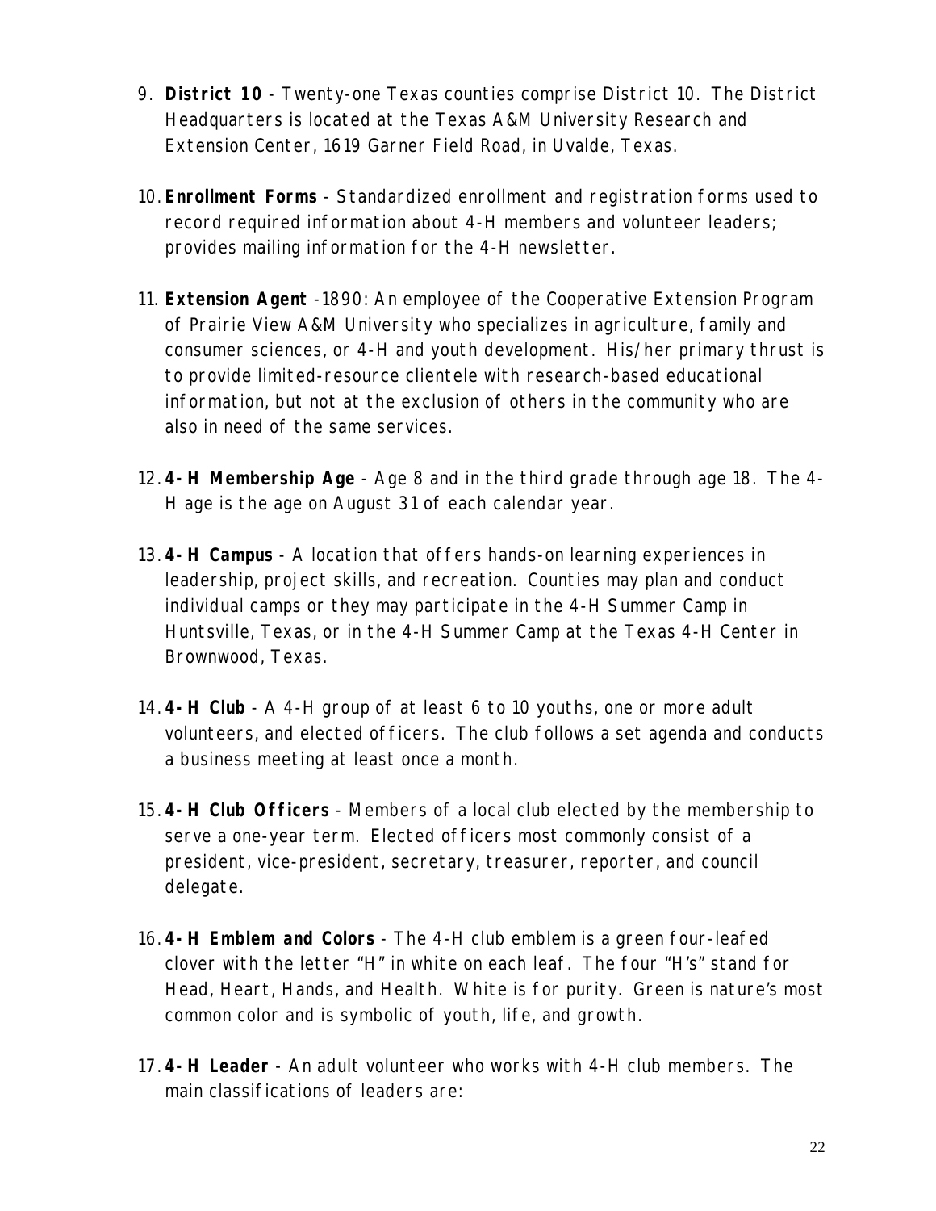9. **District 10** - Twenty-one Texas counties comprise District 10. The District Headquarters is located at the Texas A&M University Research and Extension Center, 1619 Garner Field Road, in Uvalde, Texas.

10. **Enrollment Forms** - Standardized enrollment and registration forms used to record required information about 4-H members and volunteer leaders; provides mailing information for the 4-H newsletter.

11. **Extension Agent** -1890: An employee of the Cooperative Extension Program of Prairie View A&M University who specializes in agriculture, family and consumer sciences, or 4-H and youth development. His/her primary thrust is to provide limited-resource clientele with research-based educational information, but not at the exclusion of others in the community who are also in need of the same services.

12. **4-H Membership Age** - Age 8 and in the third grade through age 18. The 4-H age is the age on August 31 of each calendar year.

13. **4-H Campus** - A location that offers hands-on learning experiences in leadership, project skills, and recreation. Counties may plan and conduct individual camps or they may participate in the 4-H Summer Camp in Huntsville, Texas, or in the 4-H Summer Camp at the Texas 4-H Center in Brownwood, Texas.

14. **4-H Club** - A 4-H group of at least 6 to 10 youths, one or more adult volunteers, and elected officers. The club follows a set agenda and conducts a business meeting at least once a month.

15. **4-H Club Officers** - Members of a local club elected by the membership to serve a one-year term. Elected officers most commonly consist of a president, vice-president, secretary, treasurer, reporter, and council delegate.

16. **4-H Emblem and Colors** - The 4-H club emblem is a green four-leafed clover with the letter "H" in white on each leaf. The four "H's" stand for Head, Heart, Hands, and Health. White is for purity. Green is nature's most common color and is symbolic of youth, life, and growth.

17. **4-H Leader** - An adult volunteer who works with 4-H club members. The main classifications of leaders are: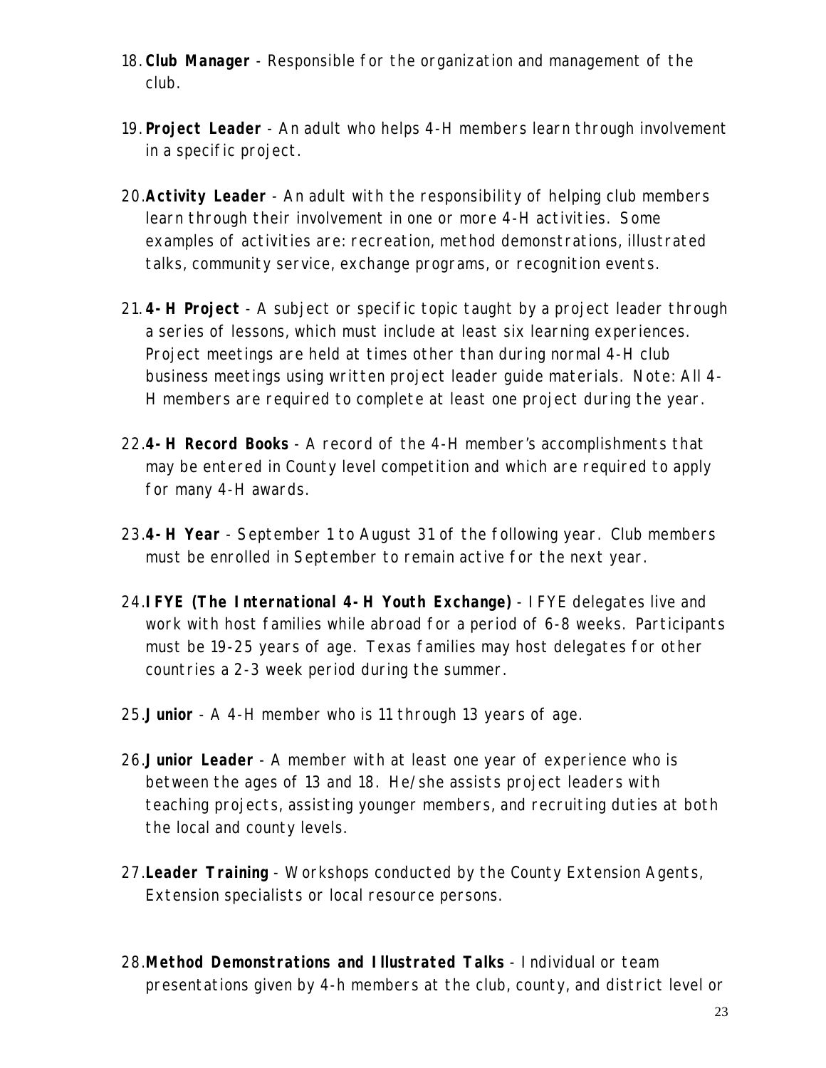18. **Club Manager** - Responsible for the organization and management of the club.

19. **Project Leader** - An adult who helps 4-H members learn through involvement in a specific project.

20. **Activity Leader** - An adult with the responsibility of helping club members learn through their involvement in one or more 4-H activities. Some examples of activities are: recreation, method demonstrations, illustrated talks, community service, exchange programs, or recognition events.

21. **4-H Project** - A subject or specific topic taught by a project leader through a series of lessons, which must include at least six learning experiences. Project meetings are held at times other than during normal 4-H club business meetings using written project leader guide materials. Note: All 4-H members are required to complete at least one project during the year.

22. **4-H Record Books** - A record of the 4-H member's accomplishments that may be entered in County level competition and which are required to apply for many 4-H awards.

23. **4-H Year** - September 1 to August 31 of the following year. Club members must be enrolled in September to remain active for the next year.

24. **IFYE (The International 4-H Youth Exchange)** - IFYE delegates live and work with host families while abroad for a period of 6-8 weeks. Participants must be 19-25 years of age. Texas families may host delegates for other countries a 2-3 week period during the summer.

25. **Junior** - A 4-H member who is 11 through 13 years of age.

26. **Junior Leader** - A member with at least one year of experience who is between the ages of 13 and 18. He/she assists project leaders with teaching projects, assisting younger members, and recruiting duties at both the local and county levels.

27. **Leader Training** - Workshops conducted by the County Extension Agents, Extension specialists or local resource persons.

28. **Method Demonstrations and Illustrated Talks** - Individual or team presentations given by 4-h members at the club, county, and district level or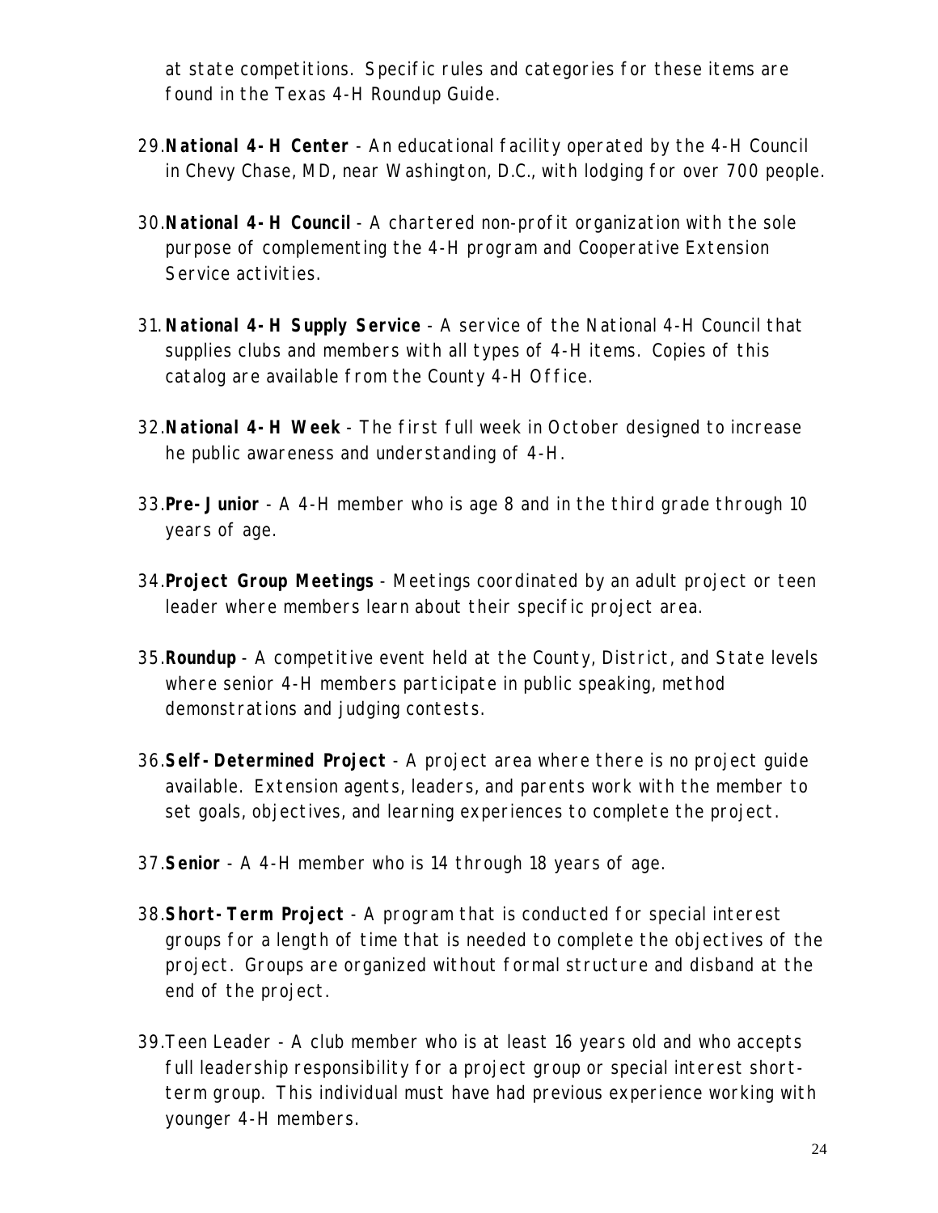at state competitions. Specific rules and categories for these items are found in the Texas 4-H Roundup Guide.

29. **National 4-H Center** - An educational facility operated by the 4-H Council in Chevy Chase, MD, near Washington, D.C., with lodging for over 700 people.

30. **National 4-H Council** - A chartered non-profit organization with the sole purpose of complementing the 4-H program and Cooperative Extension Service activities.

31. **National 4-H Supply Service** - A service of the National 4-H Council that supplies clubs and members with all types of 4-H items. Copies of this catalog are available from the County 4-H Office.

32. **National 4-H Week** - The first full week in October designed to increase he public awareness and understanding of 4-H.

33. **Pre-Junior** - A 4-H member who is age 8 and in the third grade through 10 years of age.

34. **Project Group Meetings** - Meetings coordinated by an adult project or teen leader where members learn about their specific project area.

35. **Roundup** - A competitive event held at the County, District, and State levels where senior 4-H members participate in public speaking, method demonstrations and judging contests.

36. **Self-Determined Project** - A project area where there is no project guide available. Extension agents, leaders, and parents work with the member to set goals, objectives, and learning experiences to complete the project.

37. **Senior** - A 4-H member who is 14 through 18 years of age.

38. **Short-Term Project** - A program that is conducted for special interest groups for a length of time that is needed to complete the objectives of the project. Groups are organized without formal structure and disband at the end of the project.

39. Teen Leader - A club member who is at least 16 years old and who accepts full leadership responsibility for a project group or special interest short-term group. This individual must have had previous experience working with younger 4-H members.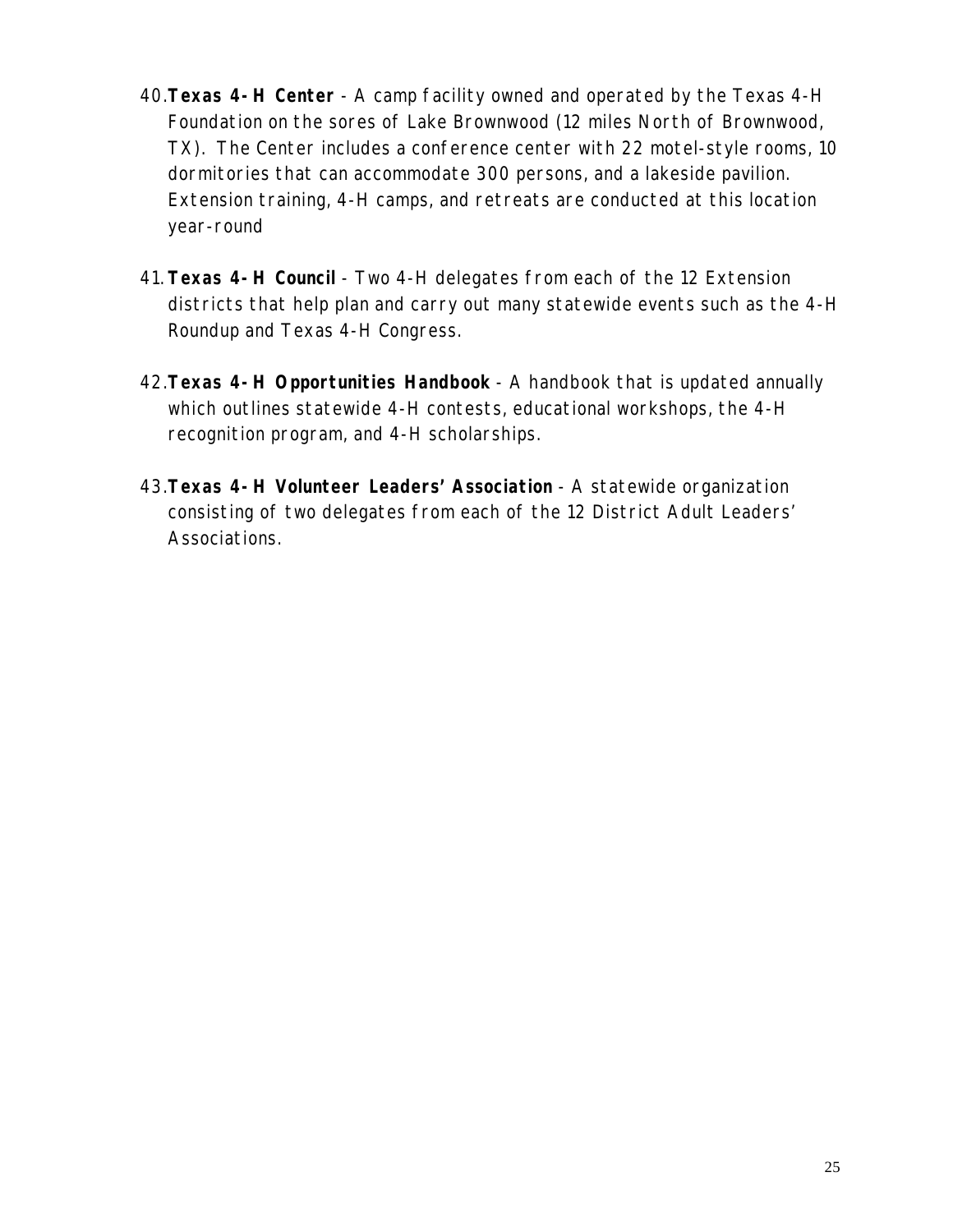40. **Texas 4-H Center** - A camp facility owned and operated by the Texas 4-H Foundation on the sores of Lake Brownwood (12 miles North of Brownwood, TX). The Center includes a conference center with 22 motel-style rooms, 10 dormitories that can accommodate 300 persons, and a lakeside pavilion. Extension training, 4-H camps, and retreats are conducted at this location year-round

41. **Texas 4-H Council** - Two 4-H delegates from each of the 12 Extension districts that help plan and carry out many statewide events such as the 4-H Roundup and Texas 4-H Congress.

42. **Texas 4-H Opportunities Handbook** - A handbook that is updated annually which outlines statewide 4-H contests, educational workshops, the 4-H recognition program, and 4-H scholarships.

43. **Texas 4-H Volunteer Leaders' Association** - A statewide organization consisting of two delegates from each of the 12 District Adult Leaders' Associations.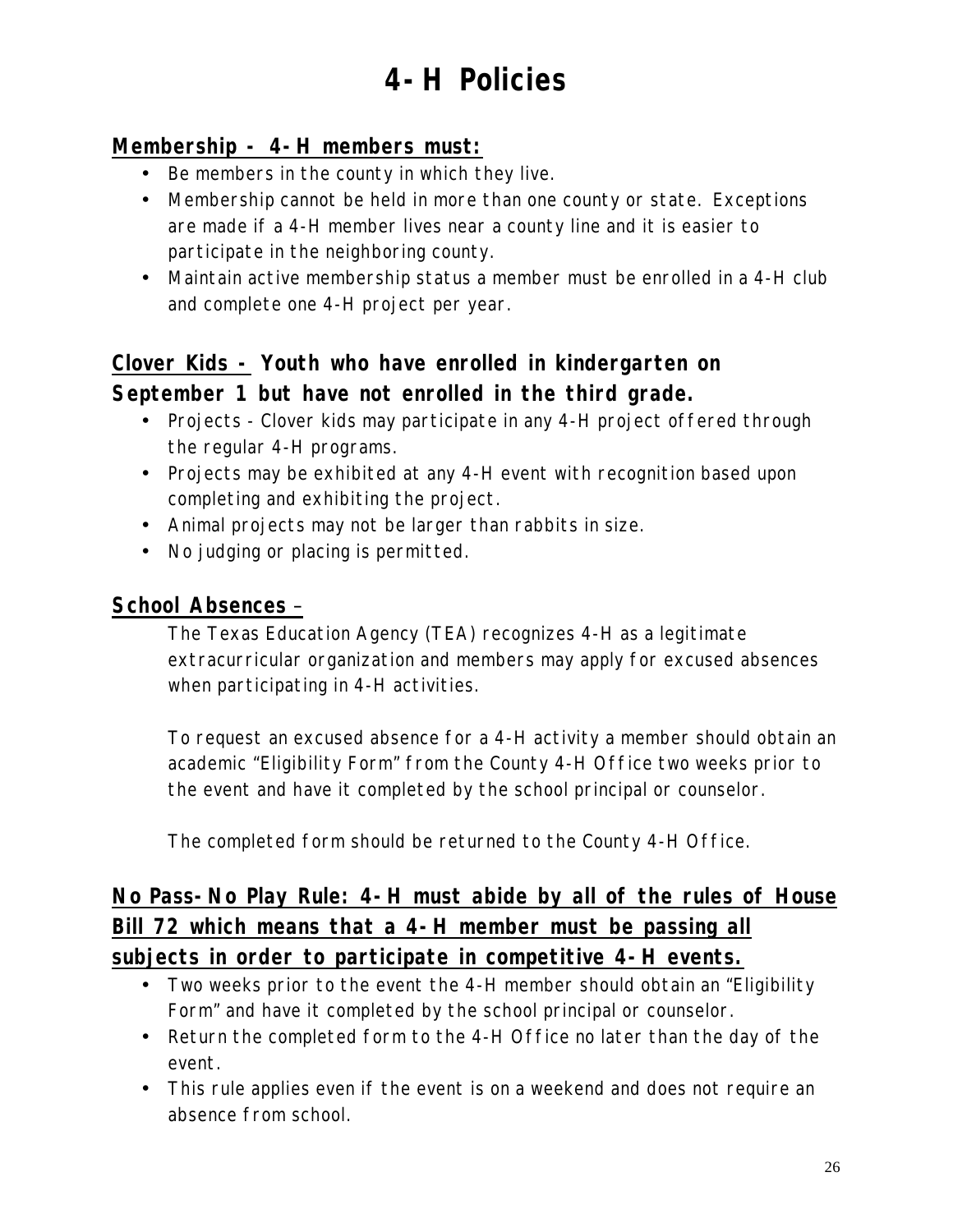# 4-H Policies

## Membership - 4-H members must:

- Be members in the county in which they live.
- Membership cannot be held in more than one county or state. Exceptions are made if a 4-H member lives near a county line and it is easier to participate in the neighboring county.
- Maintain active membership status a member must be enrolled in a 4-H club and complete one 4-H project per year.

## Clover Kids - Youth who have enrolled in kindergarten on September 1 but have not enrolled in the third grade.

- Projects - Clover kids may participate in any 4-H project offered through the regular 4-H programs.
- Projects may be exhibited at any 4-H event with recognition based upon completing and exhibiting the project.
- Animal projects may not be larger than rabbits in size.
- No judging or placing is permitted.

## School Absences –

The Texas Education Agency (TEA) recognizes 4-H as a legitimate extracurricular organization and members may apply for excused absences when participating in 4-H activities.

To request an excused absence for a 4-H activity a member should obtain an academic "Eligibility Form" from the County 4-H Office two weeks prior to the event and have it completed by the school principal or counselor.

The completed form should be returned to the County 4-H Office.

## No Pass-No Play Rule: 4-H must abide by all of the rules of House Bill 72 which means that a 4-H member must be passing all subjects in order to participate in competitive 4-H events.

- Two weeks prior to the event the 4-H member should obtain an "Eligibility Form" and have it completed by the school principal or counselor.
- Return the completed form to the 4-H Office no later than the day of the event.
- This rule applies even if the event is on a weekend and does not require an absence from school.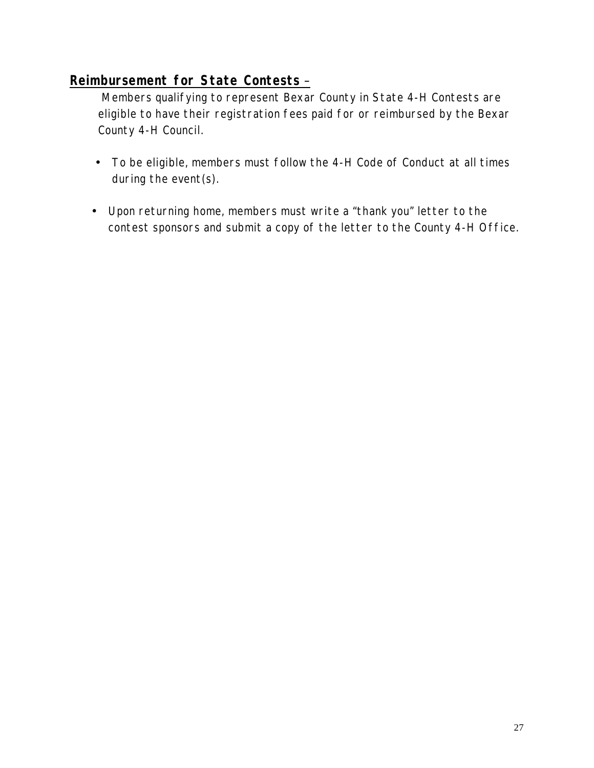## Reimbursement for State Contests –

Members qualifying to represent Bexar County in State 4-H Contests are eligible to have their registration fees paid for or reimbursed by the Bexar County 4-H Council.

- To be eligible, members must follow the 4-H Code of Conduct at all times during the event(s).
- Upon returning home, members must write a "thank you" letter to the contest sponsors and submit a copy of the letter to the County 4-H Office.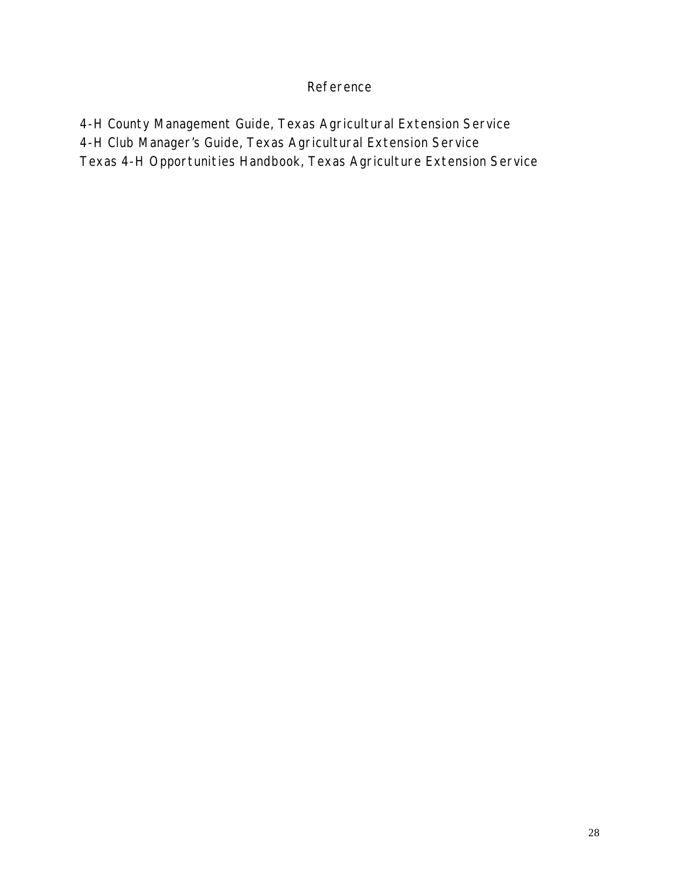# Reference

4-H County Management Guide, Texas Agricultural Extension Service

4-H Club Manager's Guide, Texas Agricultural Extension Service

Texas 4-H Opportunities Handbook, Texas Agriculture Extension Service